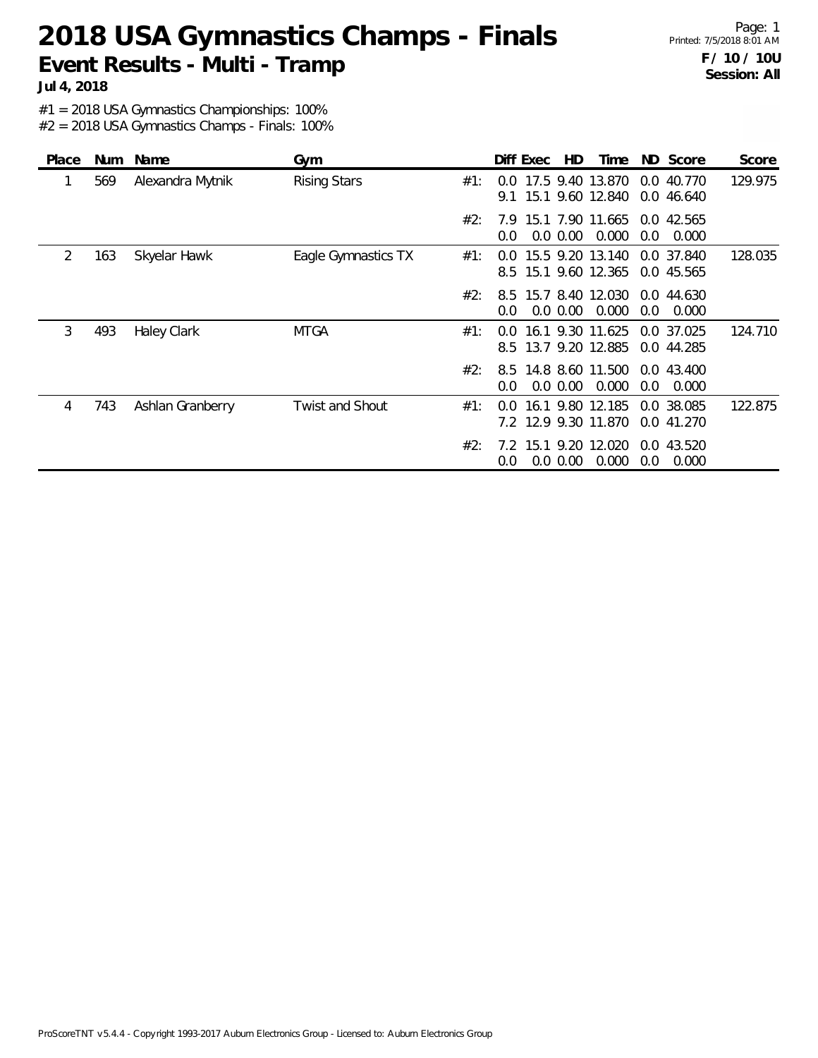# 2018 USA Gymnastics Champs - Finals

## Event Results - Multi - Tramp

**Jul 4, 2018**

Page: 1
Printed: 7/5/2018 8:01 AM
**F / 10 / 10U**
**Session: All**

#1 = 2018 USA Gymnastics Championships: 100%
#2 = 2018 USA Gymnastics Champs - Finals: 100%

| Place | Num | Name | Gym | | Diff | Exec | HD | Time | ND | Score | Score |
|---|---|---|---|---|---|---|---|---|---|---|---|
| 1 | 569 | Alexandra Mytnik | Rising Stars | #1: | 0.0 | 17.5 | 9.40 | 13.870 | 0.0 | 40.770 | 129.975 |
| | | | | | 9.1 | 15.1 | 9.60 | 12.840 | 0.0 | 46.640 | |
| | | | | #2: | 7.9 | 15.1 | 7.90 | 11.665 | 0.0 | 42.565 | |
| | | | | | 0.0 | 0.0 | 0.00 | 0.000 | 0.0 | 0.000 | |
| 2 | 163 | Skyelar Hawk | Eagle Gymnastics TX | #1: | 0.0 | 15.5 | 9.20 | 13.140 | 0.0 | 37.840 | 128.035 |
| | | | | | 8.5 | 15.1 | 9.60 | 12.365 | 0.0 | 45.565 | |
| | | | | #2: | 8.5 | 15.7 | 8.40 | 12.030 | 0.0 | 44.630 | |
| | | | | | 0.0 | 0.0 | 0.00 | 0.000 | 0.0 | 0.000 | |
| 3 | 493 | Haley Clark | MTGA | #1: | 0.0 | 16.1 | 9.30 | 11.625 | 0.0 | 37.025 | 124.710 |
| | | | | | 8.5 | 13.7 | 9.20 | 12.885 | 0.0 | 44.285 | |
| | | | | #2: | 8.5 | 14.8 | 8.60 | 11.500 | 0.0 | 43.400 | |
| | | | | | 0.0 | 0.0 | 0.00 | 0.000 | 0.0 | 0.000 | |
| 4 | 743 | Ashlan Granberry | Twist and Shout | #1: | 0.0 | 16.1 | 9.80 | 12.185 | 0.0 | 38.085 | 122.875 |
| | | | | | 7.2 | 12.9 | 9.30 | 11.870 | 0.0 | 41.270 | |
| | | | | #2: | 7.2 | 15.1 | 9.20 | 12.020 | 0.0 | 43.520 | |
| | | | | | 0.0 | 0.0 | 0.00 | 0.000 | 0.0 | 0.000 | |

ProScoreTNT v5.4.4 - Copyright 1993-2017 Auburn Electronics Group - Licensed to: Auburn Electronics Group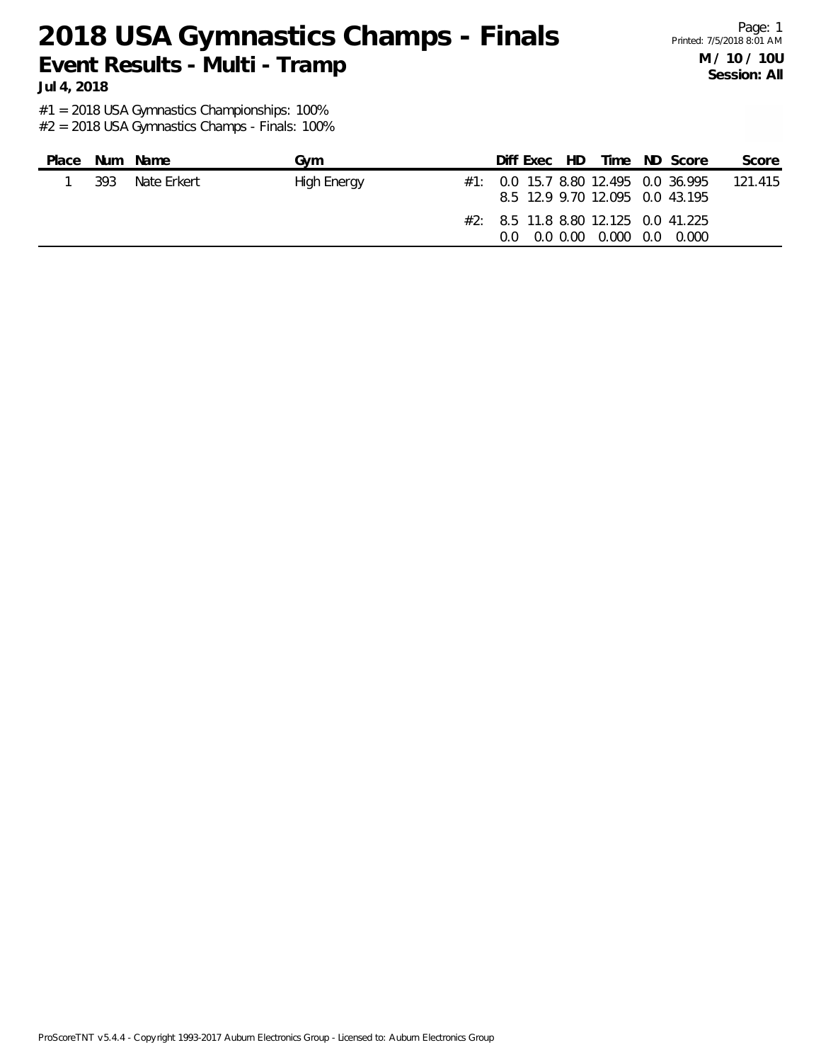# 2018 USA Gymnastics Champs - Finals

## Event Results - Multi - Tramp

**Jul 4, 2018**

**M / 10 / 10U**
**Session: All**

#1 = 2018 USA Gymnastics Championships: 100%
#2 = 2018 USA Gymnastics Champs - Finals: 100%

| Place | Num | Name | Gym | | Diff | Exec | HD | Time | ND | Score | Score |
|---|---|---|---|---|---|---|---|---|---|---|---|
| 1 | 393 | Nate Erkert | High Energy | #1: | 0.0 | 15.7 | 8.80 | 12.495 | 0.0 | 36.995 | 121.415 |
| | | | | | 8.5 | 12.9 | 9.70 | 12.095 | 0.0 | 43.195 | |
| | | | | #2: | 8.5 | 11.8 | 8.80 | 12.125 | 0.0 | 41.225 | |
| | | | | | 0.0 | 0.0 | 0.00 | 0.000 | 0.0 | 0.000 | |

ProScoreTNT v5.4.4 - Copyright 1993-2017 Auburn Electronics Group - Licensed to: Auburn Electronics Group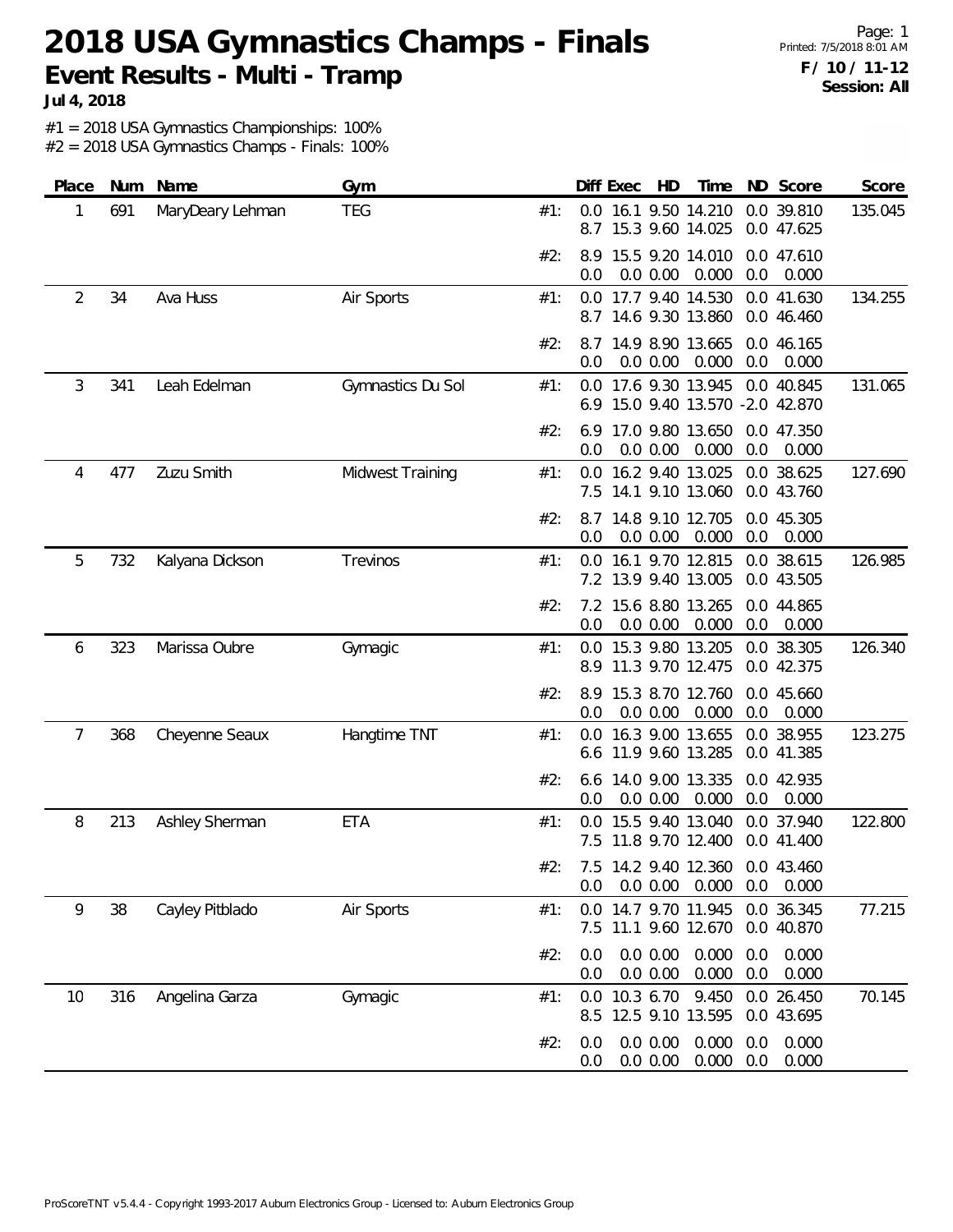# 2018 USA Gymnastics Champs - Finals

## Event Results - Multi - Tramp

**Jul 4, 2018**

**F / 10 / 11-12**
**Session: All**

#1 = 2018 USA Gymnastics Championships: 100%
#2 = 2018 USA Gymnastics Champs - Finals: 100%

| Place | Num | Name | Gym | | Diff | Exec | HD | Time | ND | Score | Score |
|---|---|---|---|---|---|---|---|---|---|---|---|
| 1 | 691 | MaryDeary Lehman | TEG | #1: | 0.0 | 16.1 | 9.50 | 14.210 | 0.0 | 39.810 | 135.045 |
| | | | | | 8.7 | 15.3 | 9.60 | 14.025 | 0.0 | 47.625 | |
| | | | | #2: | 8.9 | 15.5 | 9.20 | 14.010 | 0.0 | 47.610 | |
| | | | | | 0.0 | 0.0 | 0.00 | 0.000 | 0.0 | 0.000 | |
| 2 | 34 | Ava Huss | Air Sports | #1: | 0.0 | 17.7 | 9.40 | 14.530 | 0.0 | 41.630 | 134.255 |
| | | | | | 8.7 | 14.6 | 9.30 | 13.860 | 0.0 | 46.460 | |
| | | | | #2: | 8.7 | 14.9 | 8.90 | 13.665 | 0.0 | 46.165 | |
| | | | | | 0.0 | 0.0 | 0.00 | 0.000 | 0.0 | 0.000 | |
| 3 | 341 | Leah Edelman | Gymnastics Du Sol | #1: | 0.0 | 17.6 | 9.30 | 13.945 | 0.0 | 40.845 | 131.065 |
| | | | | | 6.9 | 15.0 | 9.40 | 13.570 | -2.0 | 42.870 | |
| | | | | #2: | 6.9 | 17.0 | 9.80 | 13.650 | 0.0 | 47.350 | |
| | | | | | 0.0 | 0.0 | 0.00 | 0.000 | 0.0 | 0.000 | |
| 4 | 477 | Zuzu Smith | Midwest Training | #1: | 0.0 | 16.2 | 9.40 | 13.025 | 0.0 | 38.625 | 127.690 |
| | | | | | 7.5 | 14.1 | 9.10 | 13.060 | 0.0 | 43.760 | |
| | | | | #2: | 8.7 | 14.8 | 9.10 | 12.705 | 0.0 | 45.305 | |
| | | | | | 0.0 | 0.0 | 0.00 | 0.000 | 0.0 | 0.000 | |
| 5 | 732 | Kalyana Dickson | Trevinos | #1: | 0.0 | 16.1 | 9.70 | 12.815 | 0.0 | 38.615 | 126.985 |
| | | | | | 7.2 | 13.9 | 9.40 | 13.005 | 0.0 | 43.505 | |
| | | | | #2: | 7.2 | 15.6 | 8.80 | 13.265 | 0.0 | 44.865 | |
| | | | | | 0.0 | 0.0 | 0.00 | 0.000 | 0.0 | 0.000 | |
| 6 | 323 | Marissa Oubre | Gymagic | #1: | 0.0 | 15.3 | 9.80 | 13.205 | 0.0 | 38.305 | 126.340 |
| | | | | | 8.9 | 11.3 | 9.70 | 12.475 | 0.0 | 42.375 | |
| | | | | #2: | 8.9 | 15.3 | 8.70 | 12.760 | 0.0 | 45.660 | |
| | | | | | 0.0 | 0.0 | 0.00 | 0.000 | 0.0 | 0.000 | |
| 7 | 368 | Cheyenne Seaux | Hangtime TNT | #1: | 0.0 | 16.3 | 9.00 | 13.655 | 0.0 | 38.955 | 123.275 |
| | | | | | 6.6 | 11.9 | 9.60 | 13.285 | 0.0 | 41.385 | |
| | | | | #2: | 6.6 | 14.0 | 9.00 | 13.335 | 0.0 | 42.935 | |
| | | | | | 0.0 | 0.0 | 0.00 | 0.000 | 0.0 | 0.000 | |
| 8 | 213 | Ashley Sherman | ETA | #1: | 0.0 | 15.5 | 9.40 | 13.040 | 0.0 | 37.940 | 122.800 |
| | | | | | 7.5 | 11.8 | 9.70 | 12.400 | 0.0 | 41.400 | |
| | | | | #2: | 7.5 | 14.2 | 9.40 | 12.360 | 0.0 | 43.460 | |
| | | | | | 0.0 | 0.0 | 0.00 | 0.000 | 0.0 | 0.000 | |
| 9 | 38 | Cayley Pitblado | Air Sports | #1: | 0.0 | 14.7 | 9.70 | 11.945 | 0.0 | 36.345 | 77.215 |
| | | | | | 7.5 | 11.1 | 9.60 | 12.670 | 0.0 | 40.870 | |
| | | | | #2: | 0.0 | 0.0 | 0.00 | 0.000 | 0.0 | 0.000 | |
| | | | | | 0.0 | 0.0 | 0.00 | 0.000 | 0.0 | 0.000 | |
| 10 | 316 | Angelina Garza | Gymagic | #1: | 0.0 | 10.3 | 6.70 | 9.450 | 0.0 | 26.450 | 70.145 |
| | | | | | 8.5 | 12.5 | 9.10 | 13.595 | 0.0 | 43.695 | |
| | | | | #2: | 0.0 | 0.0 | 0.00 | 0.000 | 0.0 | 0.000 | |
| | | | | | 0.0 | 0.0 | 0.00 | 0.000 | 0.0 | 0.000 | |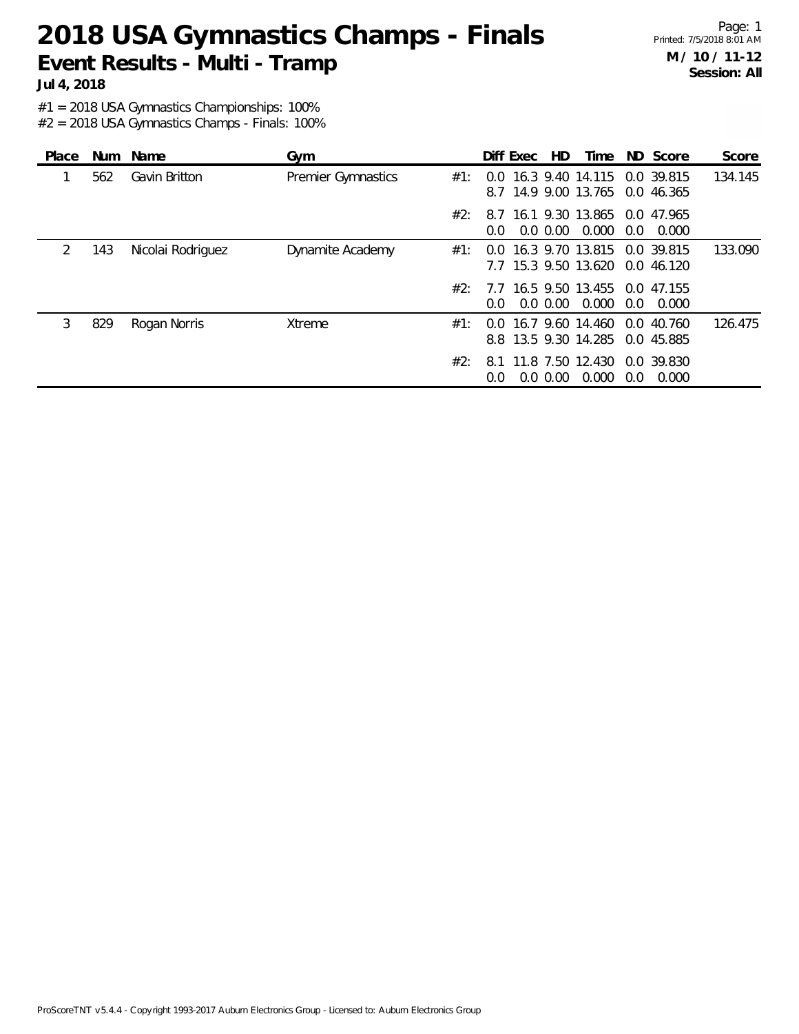# 2018 USA Gymnastics Champs - Finals

## Event Results - Multi - Tramp

**Jul 4, 2018**

**M / 10 / 11-12**
**Session: All**

#1 = 2018 USA Gymnastics Championships: 100%
#2 = 2018 USA Gymnastics Champs - Finals: 100%

| Place | Num | Name | Gym | | Diff | Exec | HD | Time | ND | Score | Score |
|---|---|---|---|---|---|---|---|---|---|---|---|
| 1 | 562 | Gavin Britton | Premier Gymnastics | #1: | 0.0 | 16.3 | 9.40 | 14.115 | 0.0 | 39.815 | 134.145 |
| | | | | | 8.7 | 14.9 | 9.00 | 13.765 | 0.0 | 46.365 | |
| | | | | #2: | 8.7 | 16.1 | 9.30 | 13.865 | 0.0 | 47.965 | |
| | | | | | 0.0 | 0.0 | 0.00 | 0.000 | 0.0 | 0.000 | |
| 2 | 143 | Nicolai Rodriguez | Dynamite Academy | #1: | 0.0 | 16.3 | 9.70 | 13.815 | 0.0 | 39.815 | 133.090 |
| | | | | | 7.7 | 15.3 | 9.50 | 13.620 | 0.0 | 46.120 | |
| | | | | #2: | 7.7 | 16.5 | 9.50 | 13.455 | 0.0 | 47.155 | |
| | | | | | 0.0 | 0.0 | 0.00 | 0.000 | 0.0 | 0.000 | |
| 3 | 829 | Rogan Norris | Xtreme | #1: | 0.0 | 16.7 | 9.60 | 14.460 | 0.0 | 40.760 | 126.475 |
| | | | | | 8.8 | 13.5 | 9.30 | 14.285 | 0.0 | 45.885 | |
| | | | | #2: | 8.1 | 11.8 | 7.50 | 12.430 | 0.0 | 39.830 | |
| | | | | | 0.0 | 0.0 | 0.00 | 0.000 | 0.0 | 0.000 | |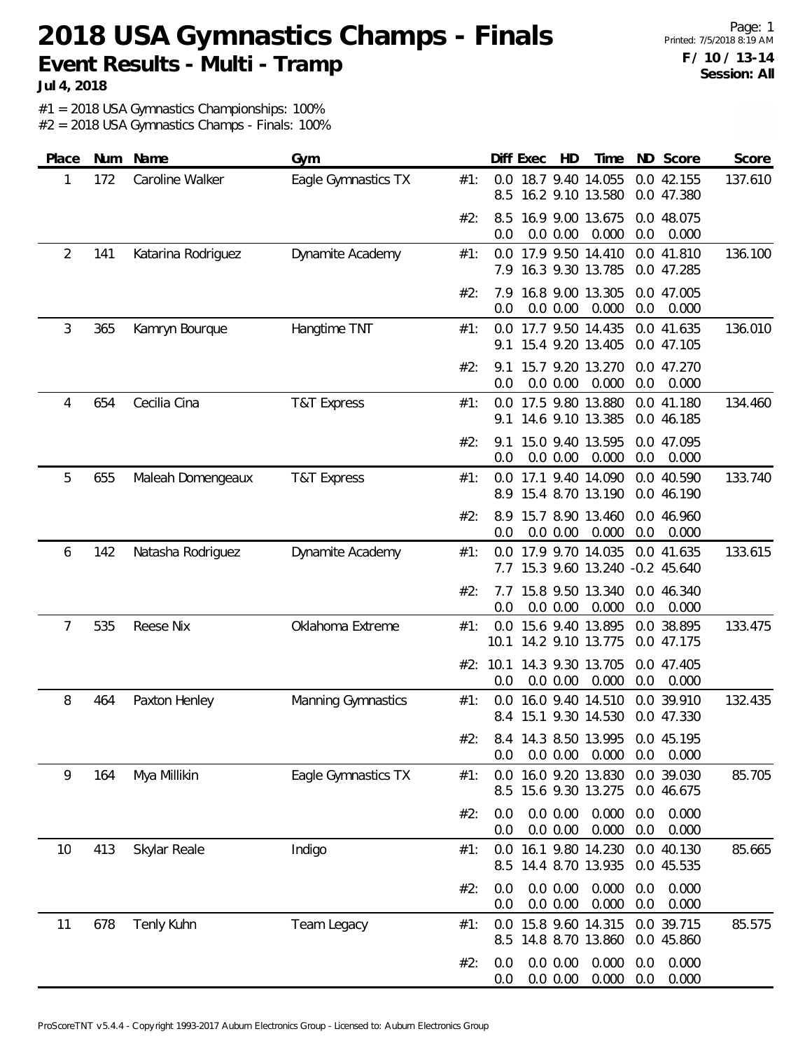# 2018 USA Gymnastics Champs - Finals

## Event Results - Multi - Tramp

**Jul 4, 2018**

**F / 10 / 13-14**
**Session: All**

#1 = 2018 USA Gymnastics Championships: 100%
#2 = 2018 USA Gymnastics Champs - Finals: 100%

| Place | Num | Name | Gym | | Diff | Exec | HD | Time | ND | Score | Score |
|---|---|---|---|---|---|---|---|---|---|---|---|
| 1 | 172 | Caroline Walker | Eagle Gymnastics TX | #1: | 0.0 | 18.7 | 9.40 | 14.055 | 0.0 | 42.155 | 137.610 |
| | | | | | 8.5 | 16.2 | 9.10 | 13.580 | 0.0 | 47.380 | |
| | | | | #2: | 8.5 | 16.9 | 9.00 | 13.675 | 0.0 | 48.075 | |
| | | | | | 0.0 | 0.0 | 0.00 | 0.000 | 0.0 | 0.000 | |
| 2 | 141 | Katarina Rodriguez | Dynamite Academy | #1: | 0.0 | 17.9 | 9.50 | 14.410 | 0.0 | 41.810 | 136.100 |
| | | | | | 7.9 | 16.3 | 9.30 | 13.785 | 0.0 | 47.285 | |
| | | | | #2: | 7.9 | 16.8 | 9.00 | 13.305 | 0.0 | 47.005 | |
| | | | | | 0.0 | 0.0 | 0.00 | 0.000 | 0.0 | 0.000 | |
| 3 | 365 | Kamryn Bourque | Hangtime TNT | #1: | 0.0 | 17.7 | 9.50 | 14.435 | 0.0 | 41.635 | 136.010 |
| | | | | | 9.1 | 15.4 | 9.20 | 13.405 | 0.0 | 47.105 | |
| | | | | #2: | 9.1 | 15.7 | 9.20 | 13.270 | 0.0 | 47.270 | |
| | | | | | 0.0 | 0.0 | 0.00 | 0.000 | 0.0 | 0.000 | |
| 4 | 654 | Cecilia Cina | T&T Express | #1: | 0.0 | 17.5 | 9.80 | 13.880 | 0.0 | 41.180 | 134.460 |
| | | | | | 9.1 | 14.6 | 9.10 | 13.385 | 0.0 | 46.185 | |
| | | | | #2: | 9.1 | 15.0 | 9.40 | 13.595 | 0.0 | 47.095 | |
| | | | | | 0.0 | 0.0 | 0.00 | 0.000 | 0.0 | 0.000 | |
| 5 | 655 | Maleah Domengeaux | T&T Express | #1: | 0.0 | 17.1 | 9.40 | 14.090 | 0.0 | 40.590 | 133.740 |
| | | | | | 8.9 | 15.4 | 8.70 | 13.190 | 0.0 | 46.190 | |
| | | | | #2: | 8.9 | 15.7 | 8.90 | 13.460 | 0.0 | 46.960 | |
| | | | | | 0.0 | 0.0 | 0.00 | 0.000 | 0.0 | 0.000 | |
| 6 | 142 | Natasha Rodriguez | Dynamite Academy | #1: | 0.0 | 17.9 | 9.70 | 14.035 | 0.0 | 41.635 | 133.615 |
| | | | | | 7.7 | 15.3 | 9.60 | 13.240 | -0.2 | 45.640 | |
| | | | | #2: | 7.7 | 15.8 | 9.50 | 13.340 | 0.0 | 46.340 | |
| | | | | | 0.0 | 0.0 | 0.00 | 0.000 | 0.0 | 0.000 | |
| 7 | 535 | Reese Nix | Oklahoma Extreme | #1: | 0.0 | 15.6 | 9.40 | 13.895 | 0.0 | 38.895 | 133.475 |
| | | | | | 10.1 | 14.2 | 9.10 | 13.775 | 0.0 | 47.175 | |
| | | | | #2: | 10.1 | 14.3 | 9.30 | 13.705 | 0.0 | 47.405 | |
| | | | | | 0.0 | 0.0 | 0.00 | 0.000 | 0.0 | 0.000 | |
| 8 | 464 | Paxton Henley | Manning Gymnastics | #1: | 0.0 | 16.0 | 9.40 | 14.510 | 0.0 | 39.910 | 132.435 |
| | | | | | 8.4 | 15.1 | 9.30 | 14.530 | 0.0 | 47.330 | |
| | | | | #2: | 8.4 | 14.3 | 8.50 | 13.995 | 0.0 | 45.195 | |
| | | | | | 0.0 | 0.0 | 0.00 | 0.000 | 0.0 | 0.000 | |
| 9 | 164 | Mya Millikin | Eagle Gymnastics TX | #1: | 0.0 | 16.0 | 9.20 | 13.830 | 0.0 | 39.030 | 85.705 |
| | | | | | 8.5 | 15.6 | 9.30 | 13.275 | 0.0 | 46.675 | |
| | | | | #2: | 0.0 | 0.0 | 0.00 | 0.000 | 0.0 | 0.000 | |
| | | | | | 0.0 | 0.0 | 0.00 | 0.000 | 0.0 | 0.000 | |
| 10 | 413 | Skylar Reale | Indigo | #1: | 0.0 | 16.1 | 9.80 | 14.230 | 0.0 | 40.130 | 85.665 |
| | | | | | 8.5 | 14.4 | 8.70 | 13.935 | 0.0 | 45.535 | |
| | | | | #2: | 0.0 | 0.0 | 0.00 | 0.000 | 0.0 | 0.000 | |
| | | | | | 0.0 | 0.0 | 0.00 | 0.000 | 0.0 | 0.000 | |
| 11 | 678 | Tenly Kuhn | Team Legacy | #1: | 0.0 | 15.8 | 9.60 | 14.315 | 0.0 | 39.715 | 85.575 |
| | | | | | 8.5 | 14.8 | 8.70 | 13.860 | 0.0 | 45.860 | |
| | | | | #2: | 0.0 | 0.0 | 0.00 | 0.000 | 0.0 | 0.000 | |
| | | | | | 0.0 | 0.0 | 0.00 | 0.000 | 0.0 | 0.000 | |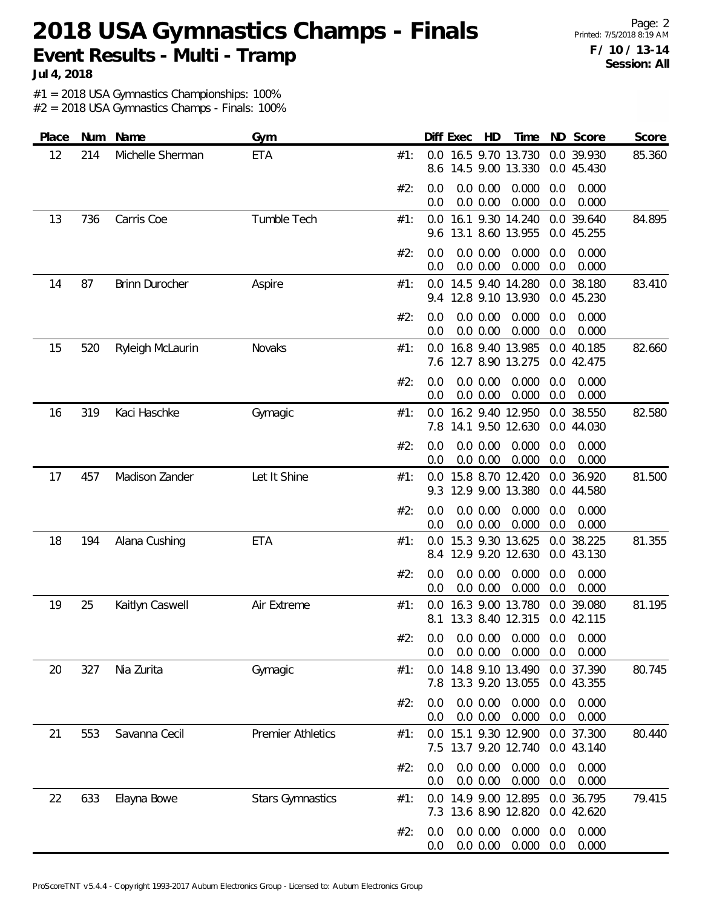# 2018 USA Gymnastics Champs - Finals

## Event Results - Multi - Tramp

**Jul 4, 2018**

**F / 10 / 13-14**
**Session: All**

#1 = 2018 USA Gymnastics Championships: 100%
#2 = 2018 USA Gymnastics Champs - Finals: 100%

| Place | Num | Name | Gym | | Diff | Exec | HD | Time | ND | Score | Score |
|---|---|---|---|---|---|---|---|---|---|---|---|
| 12 | 214 | Michelle Sherman | ETA | #1: | 0.0 | 16.5 | 9.70 | 13.730 | 0.0 | 39.930 | 85.360 |
| | | | | | 8.6 | 14.5 | 9.00 | 13.330 | 0.0 | 45.430 | |
| | | | | #2: | 0.0 | 0.0 | 0.00 | 0.000 | 0.0 | 0.000 | |
| | | | | | 0.0 | 0.0 | 0.00 | 0.000 | 0.0 | 0.000 | |
| 13 | 736 | Carris Coe | Tumble Tech | #1: | 0.0 | 16.1 | 9.30 | 14.240 | 0.0 | 39.640 | 84.895 |
| | | | | | 9.6 | 13.1 | 8.60 | 13.955 | 0.0 | 45.255 | |
| | | | | #2: | 0.0 | 0.0 | 0.00 | 0.000 | 0.0 | 0.000 | |
| | | | | | 0.0 | 0.0 | 0.00 | 0.000 | 0.0 | 0.000 | |
| 14 | 87 | Brinn Durocher | Aspire | #1: | 0.0 | 14.5 | 9.40 | 14.280 | 0.0 | 38.180 | 83.410 |
| | | | | | 9.4 | 12.8 | 9.10 | 13.930 | 0.0 | 45.230 | |
| | | | | #2: | 0.0 | 0.0 | 0.00 | 0.000 | 0.0 | 0.000 | |
| | | | | | 0.0 | 0.0 | 0.00 | 0.000 | 0.0 | 0.000 | |
| 15 | 520 | Ryleigh McLaurin | Novaks | #1: | 0.0 | 16.8 | 9.40 | 13.985 | 0.0 | 40.185 | 82.660 |
| | | | | | 7.6 | 12.7 | 8.90 | 13.275 | 0.0 | 42.475 | |
| | | | | #2: | 0.0 | 0.0 | 0.00 | 0.000 | 0.0 | 0.000 | |
| | | | | | 0.0 | 0.0 | 0.00 | 0.000 | 0.0 | 0.000 | |
| 16 | 319 | Kaci Haschke | Gymagic | #1: | 0.0 | 16.2 | 9.40 | 12.950 | 0.0 | 38.550 | 82.580 |
| | | | | | 7.8 | 14.1 | 9.50 | 12.630 | 0.0 | 44.030 | |
| | | | | #2: | 0.0 | 0.0 | 0.00 | 0.000 | 0.0 | 0.000 | |
| | | | | | 0.0 | 0.0 | 0.00 | 0.000 | 0.0 | 0.000 | |
| 17 | 457 | Madison Zander | Let It Shine | #1: | 0.0 | 15.8 | 8.70 | 12.420 | 0.0 | 36.920 | 81.500 |
| | | | | | 9.3 | 12.9 | 9.00 | 13.380 | 0.0 | 44.580 | |
| | | | | #2: | 0.0 | 0.0 | 0.00 | 0.000 | 0.0 | 0.000 | |
| | | | | | 0.0 | 0.0 | 0.00 | 0.000 | 0.0 | 0.000 | |
| 18 | 194 | Alana Cushing | ETA | #1: | 0.0 | 15.3 | 9.30 | 13.625 | 0.0 | 38.225 | 81.355 |
| | | | | | 8.4 | 12.9 | 9.20 | 12.630 | 0.0 | 43.130 | |
| | | | | #2: | 0.0 | 0.0 | 0.00 | 0.000 | 0.0 | 0.000 | |
| | | | | | 0.0 | 0.0 | 0.00 | 0.000 | 0.0 | 0.000 | |
| 19 | 25 | Kaitlyn Caswell | Air Extreme | #1: | 0.0 | 16.3 | 9.00 | 13.780 | 0.0 | 39.080 | 81.195 |
| | | | | | 8.1 | 13.3 | 8.40 | 12.315 | 0.0 | 42.115 | |
| | | | | #2: | 0.0 | 0.0 | 0.00 | 0.000 | 0.0 | 0.000 | |
| | | | | | 0.0 | 0.0 | 0.00 | 0.000 | 0.0 | 0.000 | |
| 20 | 327 | Nia Zurita | Gymagic | #1: | 0.0 | 14.8 | 9.10 | 13.490 | 0.0 | 37.390 | 80.745 |
| | | | | | 7.8 | 13.3 | 9.20 | 13.055 | 0.0 | 43.355 | |
| | | | | #2: | 0.0 | 0.0 | 0.00 | 0.000 | 0.0 | 0.000 | |
| | | | | | 0.0 | 0.0 | 0.00 | 0.000 | 0.0 | 0.000 | |
| 21 | 553 | Savanna Cecil | Premier Athletics | #1: | 0.0 | 15.1 | 9.30 | 12.900 | 0.0 | 37.300 | 80.440 |
| | | | | | 7.5 | 13.7 | 9.20 | 12.740 | 0.0 | 43.140 | |
| | | | | #2: | 0.0 | 0.0 | 0.00 | 0.000 | 0.0 | 0.000 | |
| | | | | | 0.0 | 0.0 | 0.00 | 0.000 | 0.0 | 0.000 | |
| 22 | 633 | Elayna Bowe | Stars Gymnastics | #1: | 0.0 | 14.9 | 9.00 | 12.895 | 0.0 | 36.795 | 79.415 |
| | | | | | 7.3 | 13.6 | 8.90 | 12.820 | 0.0 | 42.620 | |
| | | | | #2: | 0.0 | 0.0 | 0.00 | 0.000 | 0.0 | 0.000 | |
| | | | | | 0.0 | 0.0 | 0.00 | 0.000 | 0.0 | 0.000 | |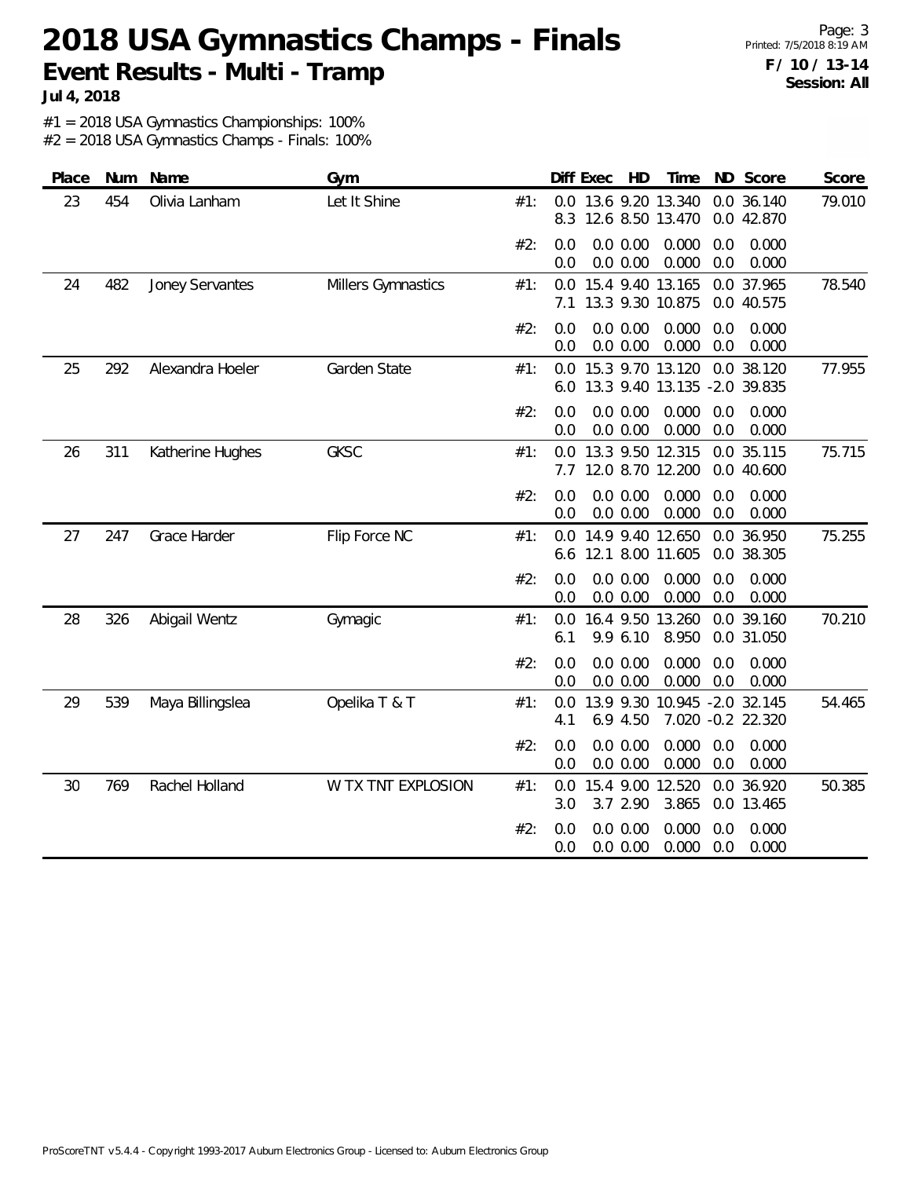# 2018 USA Gymnastics Champs - Finals

## Event Results - Multi - Tramp

**Jul 4, 2018**

**F / 10 / 13-14**
**Session: All**

#1 = 2018 USA Gymnastics Championships: 100%
#2 = 2018 USA Gymnastics Champs - Finals: 100%

| Place | Num | Name | Gym | | Diff | Exec | HD | Time | ND | Score | Score |
|---|---|---|---|---|---|---|---|---|---|---|---|
| 23 | 454 | Olivia Lanham | Let It Shine | #1: | 0.0 | 13.6 | 9.20 | 13.340 | 0.0 | 36.140 | 79.010 |
| | | | | | 8.3 | 12.6 | 8.50 | 13.470 | 0.0 | 42.870 | |
| | | | | #2: | 0.0 | 0.0 | 0.00 | 0.000 | 0.0 | 0.000 | |
| | | | | | 0.0 | 0.0 | 0.00 | 0.000 | 0.0 | 0.000 | |
| 24 | 482 | Joney Servantes | Millers Gymnastics | #1: | 0.0 | 15.4 | 9.40 | 13.165 | 0.0 | 37.965 | 78.540 |
| | | | | | 7.1 | 13.3 | 9.30 | 10.875 | 0.0 | 40.575 | |
| | | | | #2: | 0.0 | 0.0 | 0.00 | 0.000 | 0.0 | 0.000 | |
| | | | | | 0.0 | 0.0 | 0.00 | 0.000 | 0.0 | 0.000 | |
| 25 | 292 | Alexandra Hoeler | Garden State | #1: | 0.0 | 15.3 | 9.70 | 13.120 | 0.0 | 38.120 | 77.955 |
| | | | | | 6.0 | 13.3 | 9.40 | 13.135 | -2.0 | 39.835 | |
| | | | | #2: | 0.0 | 0.0 | 0.00 | 0.000 | 0.0 | 0.000 | |
| | | | | | 0.0 | 0.0 | 0.00 | 0.000 | 0.0 | 0.000 | |
| 26 | 311 | Katherine Hughes | GKSC | #1: | 0.0 | 13.3 | 9.50 | 12.315 | 0.0 | 35.115 | 75.715 |
| | | | | | 7.7 | 12.0 | 8.70 | 12.200 | 0.0 | 40.600 | |
| | | | | #2: | 0.0 | 0.0 | 0.00 | 0.000 | 0.0 | 0.000 | |
| | | | | | 0.0 | 0.0 | 0.00 | 0.000 | 0.0 | 0.000 | |
| 27 | 247 | Grace Harder | Flip Force NC | #1: | 0.0 | 14.9 | 9.40 | 12.650 | 0.0 | 36.950 | 75.255 |
| | | | | | 6.6 | 12.1 | 8.00 | 11.605 | 0.0 | 38.305 | |
| | | | | #2: | 0.0 | 0.0 | 0.00 | 0.000 | 0.0 | 0.000 | |
| | | | | | 0.0 | 0.0 | 0.00 | 0.000 | 0.0 | 0.000 | |
| 28 | 326 | Abigail Wentz | Gymagic | #1: | 0.0 | 16.4 | 9.50 | 13.260 | 0.0 | 39.160 | 70.210 |
| | | | | | 6.1 | 9.9 | 6.10 | 8.950 | 0.0 | 31.050 | |
| | | | | #2: | 0.0 | 0.0 | 0.00 | 0.000 | 0.0 | 0.000 | |
| | | | | | 0.0 | 0.0 | 0.00 | 0.000 | 0.0 | 0.000 | |
| 29 | 539 | Maya Billingslea | Opelika T & T | #1: | 0.0 | 13.9 | 9.30 | 10.945 | -2.0 | 32.145 | 54.465 |
| | | | | | 4.1 | 6.9 | 4.50 | 7.020 | -0.2 | 22.320 | |
| | | | | #2: | 0.0 | 0.0 | 0.00 | 0.000 | 0.0 | 0.000 | |
| | | | | | 0.0 | 0.0 | 0.00 | 0.000 | 0.0 | 0.000 | |
| 30 | 769 | Rachel Holland | W TX TNT EXPLOSION | #1: | 0.0 | 15.4 | 9.00 | 12.520 | 0.0 | 36.920 | 50.385 |
| | | | | | 3.0 | 3.7 | 2.90 | 3.865 | 0.0 | 13.465 | |
| | | | | #2: | 0.0 | 0.0 | 0.00 | 0.000 | 0.0 | 0.000 | |
| | | | | | 0.0 | 0.0 | 0.00 | 0.000 | 0.0 | 0.000 | |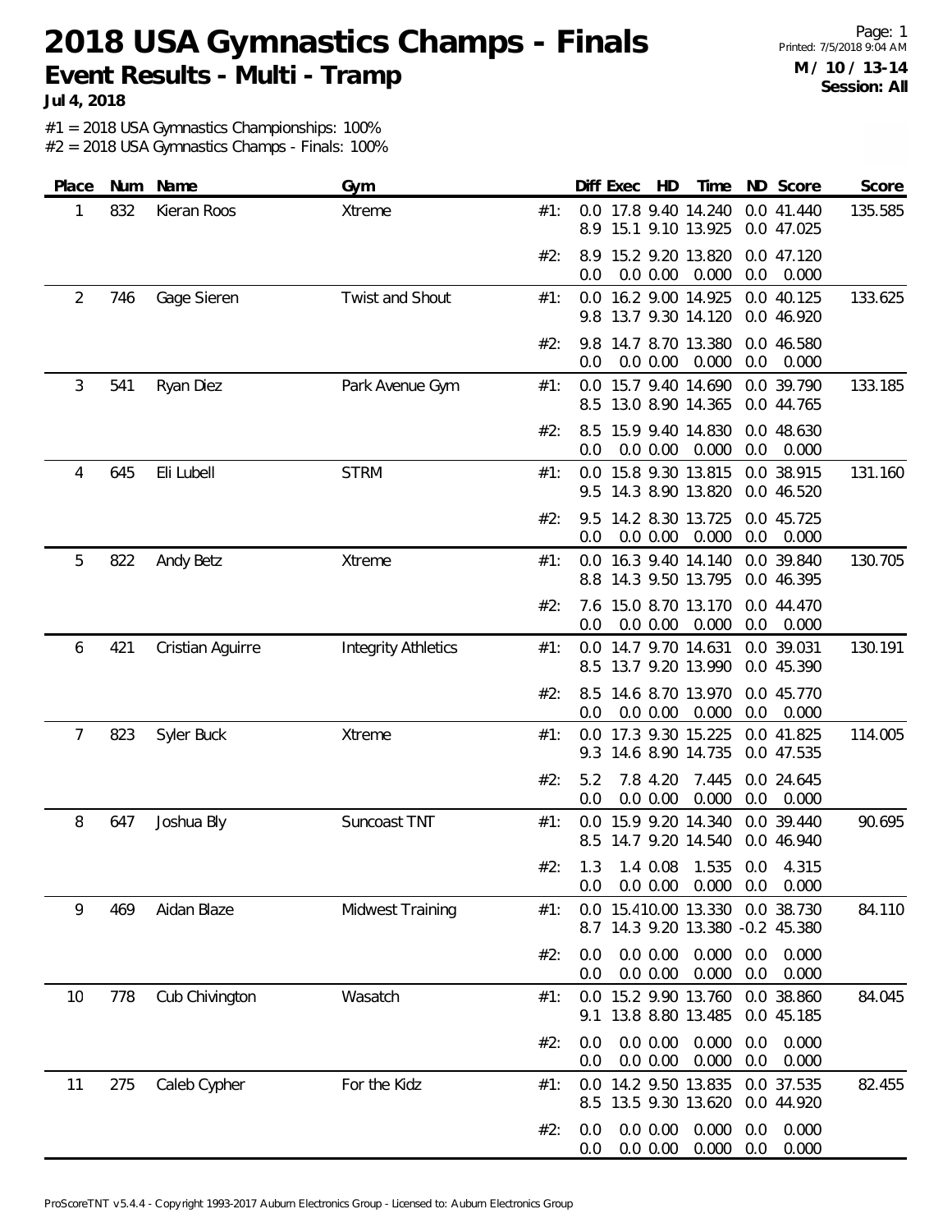# 2018 USA Gymnastics Champs - Finals

## Event Results - Multi - Tramp

**Jul 4, 2018**

**M / 10 / 13-14**
**Session: All**

#1 = 2018 USA Gymnastics Championships: 100%
#2 = 2018 USA Gymnastics Champs - Finals: 100%

| Place | Num | Name | Gym | | Diff | Exec | HD | Time | ND | Score | Score |
|---|---|---|---|---|---|---|---|---|---|---|---|
| 1 | 832 | Kieran Roos | Xtreme | #1: | 0.0 | 17.8 | 9.40 | 14.240 | 0.0 | 41.440 | 135.585 |
| | | | | | 8.9 | 15.1 | 9.10 | 13.925 | 0.0 | 47.025 | |
| | | | | #2: | 8.9 | 15.2 | 9.20 | 13.820 | 0.0 | 47.120 | |
| | | | | | 0.0 | 0.0 | 0.00 | 0.000 | 0.0 | 0.000 | |
| 2 | 746 | Gage Sieren | Twist and Shout | #1: | 0.0 | 16.2 | 9.00 | 14.925 | 0.0 | 40.125 | 133.625 |
| | | | | | 9.8 | 13.7 | 9.30 | 14.120 | 0.0 | 46.920 | |
| | | | | #2: | 9.8 | 14.7 | 8.70 | 13.380 | 0.0 | 46.580 | |
| | | | | | 0.0 | 0.0 | 0.00 | 0.000 | 0.0 | 0.000 | |
| 3 | 541 | Ryan Diez | Park Avenue Gym | #1: | 0.0 | 15.7 | 9.40 | 14.690 | 0.0 | 39.790 | 133.185 |
| | | | | | 8.5 | 13.0 | 8.90 | 14.365 | 0.0 | 44.765 | |
| | | | | #2: | 8.5 | 15.9 | 9.40 | 14.830 | 0.0 | 48.630 | |
| | | | | | 0.0 | 0.0 | 0.00 | 0.000 | 0.0 | 0.000 | |
| 4 | 645 | Eli Lubell | STRM | #1: | 0.0 | 15.8 | 9.30 | 13.815 | 0.0 | 38.915 | 131.160 |
| | | | | | 9.5 | 14.3 | 8.90 | 13.820 | 0.0 | 46.520 | |
| | | | | #2: | 9.5 | 14.2 | 8.30 | 13.725 | 0.0 | 45.725 | |
| | | | | | 0.0 | 0.0 | 0.00 | 0.000 | 0.0 | 0.000 | |
| 5 | 822 | Andy Betz | Xtreme | #1: | 0.0 | 16.3 | 9.40 | 14.140 | 0.0 | 39.840 | 130.705 |
| | | | | | 8.8 | 14.3 | 9.50 | 13.795 | 0.0 | 46.395 | |
| | | | | #2: | 7.6 | 15.0 | 8.70 | 13.170 | 0.0 | 44.470 | |
| | | | | | 0.0 | 0.0 | 0.00 | 0.000 | 0.0 | 0.000 | |
| 6 | 421 | Cristian Aguirre | Integrity Athletics | #1: | 0.0 | 14.7 | 9.70 | 14.631 | 0.0 | 39.031 | 130.191 |
| | | | | | 8.5 | 13.7 | 9.20 | 13.990 | 0.0 | 45.390 | |
| | | | | #2: | 8.5 | 14.6 | 8.70 | 13.970 | 0.0 | 45.770 | |
| | | | | | 0.0 | 0.0 | 0.00 | 0.000 | 0.0 | 0.000 | |
| 7 | 823 | Syler Buck | Xtreme | #1: | 0.0 | 17.3 | 9.30 | 15.225 | 0.0 | 41.825 | 114.005 |
| | | | | | 9.3 | 14.6 | 8.90 | 14.735 | 0.0 | 47.535 | |
| | | | | #2: | 5.2 | 7.8 | 4.20 | 7.445 | 0.0 | 24.645 | |
| | | | | | 0.0 | 0.0 | 0.00 | 0.000 | 0.0 | 0.000 | |
| 8 | 647 | Joshua Bly | Suncoast TNT | #1: | 0.0 | 15.9 | 9.20 | 14.340 | 0.0 | 39.440 | 90.695 |
| | | | | | 8.5 | 14.7 | 9.20 | 14.540 | 0.0 | 46.940 | |
| | | | | #2: | 1.3 | 1.4 | 0.08 | 1.535 | 0.0 | 4.315 | |
| | | | | | 0.0 | 0.0 | 0.00 | 0.000 | 0.0 | 0.000 | |
| 9 | 469 | Aidan Blaze | Midwest Training | #1: | 0.0 | 15.4 | 10.00 | 13.330 | 0.0 | 38.730 | 84.110 |
| | | | | | 8.7 | 14.3 | 9.20 | 13.380 | -0.2 | 45.380 | |
| | | | | #2: | 0.0 | 0.0 | 0.00 | 0.000 | 0.0 | 0.000 | |
| | | | | | 0.0 | 0.0 | 0.00 | 0.000 | 0.0 | 0.000 | |
| 10 | 778 | Cub Chivington | Wasatch | #1: | 0.0 | 15.2 | 9.90 | 13.760 | 0.0 | 38.860 | 84.045 |
| | | | | | 9.1 | 13.8 | 8.80 | 13.485 | 0.0 | 45.185 | |
| | | | | #2: | 0.0 | 0.0 | 0.00 | 0.000 | 0.0 | 0.000 | |
| | | | | | 0.0 | 0.0 | 0.00 | 0.000 | 0.0 | 0.000 | |
| 11 | 275 | Caleb Cypher | For the Kidz | #1: | 0.0 | 14.2 | 9.50 | 13.835 | 0.0 | 37.535 | 82.455 |
| | | | | | 8.5 | 13.5 | 9.30 | 13.620 | 0.0 | 44.920 | |
| | | | | #2: | 0.0 | 0.0 | 0.00 | 0.000 | 0.0 | 0.000 | |
| | | | | | 0.0 | 0.0 | 0.00 | 0.000 | 0.0 | 0.000 | |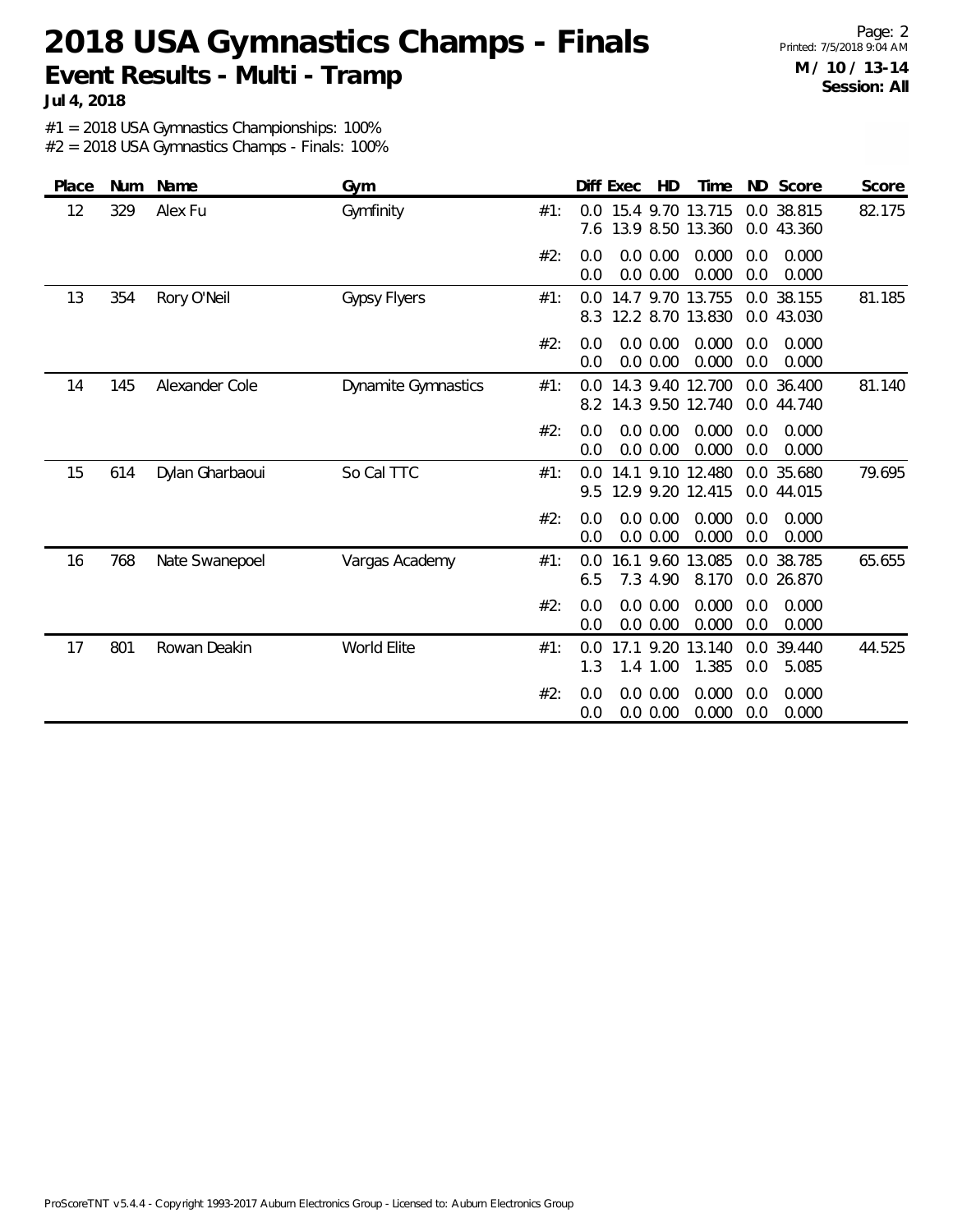# 2018 USA Gymnastics Champs - Finals

## Event Results - Multi - Tramp

**Jul 4, 2018**

**M / 10 / 13-14**
**Session: All**

#1 = 2018 USA Gymnastics Championships: 100%
#2 = 2018 USA Gymnastics Champs - Finals: 100%

| Place | Num | Name | Gym | | Diff | Exec | HD | Time | ND | Score | Score |
|---|---|---|---|---|---|---|---|---|---|---|---|
| 12 | 329 | Alex Fu | Gymfinity | #1: | 0.0 | 15.4 | 9.70 | 13.715 | 0.0 | 38.815 | 82.175 |
| | | | | | 7.6 | 13.9 | 8.50 | 13.360 | 0.0 | 43.360 | |
| | | | | #2: | 0.0 | 0.0 | 0.00 | 0.000 | 0.0 | 0.000 | |
| | | | | | 0.0 | 0.0 | 0.00 | 0.000 | 0.0 | 0.000 | |
| 13 | 354 | Rory O'Neil | Gypsy Flyers | #1: | 0.0 | 14.7 | 9.70 | 13.755 | 0.0 | 38.155 | 81.185 |
| | | | | | 8.3 | 12.2 | 8.70 | 13.830 | 0.0 | 43.030 | |
| | | | | #2: | 0.0 | 0.0 | 0.00 | 0.000 | 0.0 | 0.000 | |
| | | | | | 0.0 | 0.0 | 0.00 | 0.000 | 0.0 | 0.000 | |
| 14 | 145 | Alexander Cole | Dynamite Gymnastics | #1: | 0.0 | 14.3 | 9.40 | 12.700 | 0.0 | 36.400 | 81.140 |
| | | | | | 8.2 | 14.3 | 9.50 | 12.740 | 0.0 | 44.740 | |
| | | | | #2: | 0.0 | 0.0 | 0.00 | 0.000 | 0.0 | 0.000 | |
| | | | | | 0.0 | 0.0 | 0.00 | 0.000 | 0.0 | 0.000 | |
| 15 | 614 | Dylan Gharbaoui | So Cal TTC | #1: | 0.0 | 14.1 | 9.10 | 12.480 | 0.0 | 35.680 | 79.695 |
| | | | | | 9.5 | 12.9 | 9.20 | 12.415 | 0.0 | 44.015 | |
| | | | | #2: | 0.0 | 0.0 | 0.00 | 0.000 | 0.0 | 0.000 | |
| | | | | | 0.0 | 0.0 | 0.00 | 0.000 | 0.0 | 0.000 | |
| 16 | 768 | Nate Swanepoel | Vargas Academy | #1: | 0.0 | 16.1 | 9.60 | 13.085 | 0.0 | 38.785 | 65.655 |
| | | | | | 6.5 | 7.3 | 4.90 | 8.170 | 0.0 | 26.870 | |
| | | | | #2: | 0.0 | 0.0 | 0.00 | 0.000 | 0.0 | 0.000 | |
| | | | | | 0.0 | 0.0 | 0.00 | 0.000 | 0.0 | 0.000 | |
| 17 | 801 | Rowan Deakin | World Elite | #1: | 0.0 | 17.1 | 9.20 | 13.140 | 0.0 | 39.440 | 44.525 |
| | | | | | 1.3 | 1.4 | 1.00 | 1.385 | 0.0 | 5.085 | |
| | | | | #2: | 0.0 | 0.0 | 0.00 | 0.000 | 0.0 | 0.000 | |
| | | | | | 0.0 | 0.0 | 0.00 | 0.000 | 0.0 | 0.000 | |

ProScoreTNT v5.4.4 - Copyright 1993-2017 Auburn Electronics Group - Licensed to: Auburn Electronics Group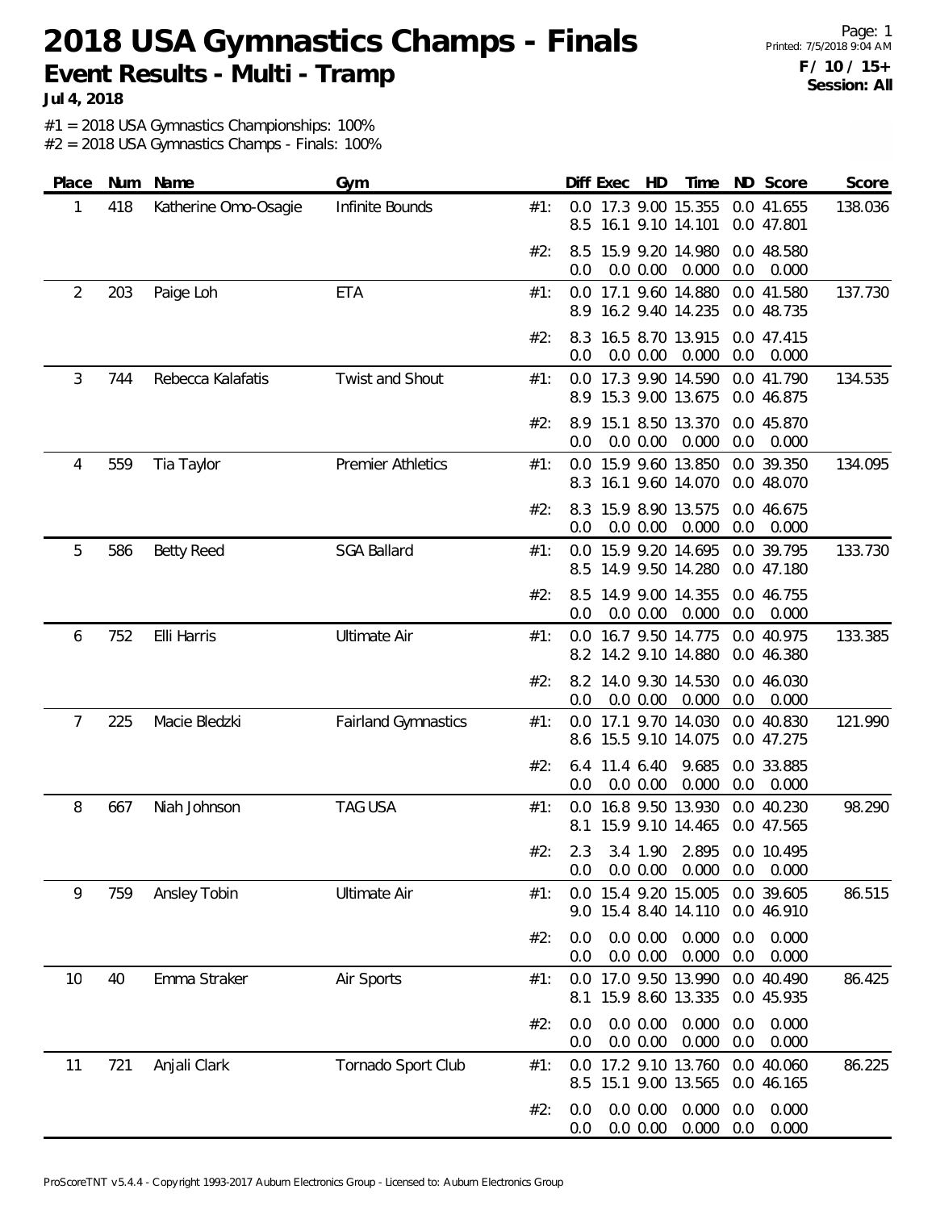# 2018 USA Gymnastics Champs - Finals

## Event Results - Multi - Tramp

**Jul 4, 2018**

Printed: 7/5/2018 9:04 AM

**F / 10 / 15+**
**Session: All**

#1 = 2018 USA Gymnastics Championships: 100%
#2 = 2018 USA Gymnastics Champs - Finals: 100%

| Place | Num | Name | Gym | | Diff | Exec | HD | Time | ND | Score | Score |
|---|---|---|---|---|---|---|---|---|---|---|---|
| 1 | 418 | Katherine Omo-Osagie | Infinite Bounds | #1: | 0.0 | 17.3 | 9.00 | 15.355 | 0.0 | 41.655 | 138.036 |
| | | | | | 8.5 | 16.1 | 9.10 | 14.101 | 0.0 | 47.801 | |
| | | | | #2: | 8.5 | 15.9 | 9.20 | 14.980 | 0.0 | 48.580 | |
| | | | | | 0.0 | 0.0 | 0.00 | 0.000 | 0.0 | 0.000 | |
| 2 | 203 | Paige Loh | ETA | #1: | 0.0 | 17.1 | 9.60 | 14.880 | 0.0 | 41.580 | 137.730 |
| | | | | | 8.9 | 16.2 | 9.40 | 14.235 | 0.0 | 48.735 | |
| | | | | #2: | 8.3 | 16.5 | 8.70 | 13.915 | 0.0 | 47.415 | |
| | | | | | 0.0 | 0.0 | 0.00 | 0.000 | 0.0 | 0.000 | |
| 3 | 744 | Rebecca Kalafatis | Twist and Shout | #1: | 0.0 | 17.3 | 9.90 | 14.590 | 0.0 | 41.790 | 134.535 |
| | | | | | 8.9 | 15.3 | 9.00 | 13.675 | 0.0 | 46.875 | |
| | | | | #2: | 8.9 | 15.1 | 8.50 | 13.370 | 0.0 | 45.870 | |
| | | | | | 0.0 | 0.0 | 0.00 | 0.000 | 0.0 | 0.000 | |
| 4 | 559 | Tia Taylor | Premier Athletics | #1: | 0.0 | 15.9 | 9.60 | 13.850 | 0.0 | 39.350 | 134.095 |
| | | | | | 8.3 | 16.1 | 9.60 | 14.070 | 0.0 | 48.070 | |
| | | | | #2: | 8.3 | 15.9 | 8.90 | 13.575 | 0.0 | 46.675 | |
| | | | | | 0.0 | 0.0 | 0.00 | 0.000 | 0.0 | 0.000 | |
| 5 | 586 | Betty Reed | SGA Ballard | #1: | 0.0 | 15.9 | 9.20 | 14.695 | 0.0 | 39.795 | 133.730 |
| | | | | | 8.5 | 14.9 | 9.50 | 14.280 | 0.0 | 47.180 | |
| | | | | #2: | 8.5 | 14.9 | 9.00 | 14.355 | 0.0 | 46.755 | |
| | | | | | 0.0 | 0.0 | 0.00 | 0.000 | 0.0 | 0.000 | |
| 6 | 752 | Elli Harris | Ultimate Air | #1: | 0.0 | 16.7 | 9.50 | 14.775 | 0.0 | 40.975 | 133.385 |
| | | | | | 8.2 | 14.2 | 9.10 | 14.880 | 0.0 | 46.380 | |
| | | | | #2: | 8.2 | 14.0 | 9.30 | 14.530 | 0.0 | 46.030 | |
| | | | | | 0.0 | 0.0 | 0.00 | 0.000 | 0.0 | 0.000 | |
| 7 | 225 | Macie Bledzki | Fairland Gymnastics | #1: | 0.0 | 17.1 | 9.70 | 14.030 | 0.0 | 40.830 | 121.990 |
| | | | | | 8.6 | 15.5 | 9.10 | 14.075 | 0.0 | 47.275 | |
| | | | | #2: | 6.4 | 11.4 | 6.40 | 9.685 | 0.0 | 33.885 | |
| | | | | | 0.0 | 0.0 | 0.00 | 0.000 | 0.0 | 0.000 | |
| 8 | 667 | Niah Johnson | TAG USA | #1: | 0.0 | 16.8 | 9.50 | 13.930 | 0.0 | 40.230 | 98.290 |
| | | | | | 8.1 | 15.9 | 9.10 | 14.465 | 0.0 | 47.565 | |
| | | | | #2: | 2.3 | 3.4 | 1.90 | 2.895 | 0.0 | 10.495 | |
| | | | | | 0.0 | 0.0 | 0.00 | 0.000 | 0.0 | 0.000 | |
| 9 | 759 | Ansley Tobin | Ultimate Air | #1: | 0.0 | 15.4 | 9.20 | 15.005 | 0.0 | 39.605 | 86.515 |
| | | | | | 9.0 | 15.4 | 8.40 | 14.110 | 0.0 | 46.910 | |
| | | | | #2: | 0.0 | 0.0 | 0.00 | 0.000 | 0.0 | 0.000 | |
| | | | | | 0.0 | 0.0 | 0.00 | 0.000 | 0.0 | 0.000 | |
| 10 | 40 | Emma Straker | Air Sports | #1: | 0.0 | 17.0 | 9.50 | 13.990 | 0.0 | 40.490 | 86.425 |
| | | | | | 8.1 | 15.9 | 8.60 | 13.335 | 0.0 | 45.935 | |
| | | | | #2: | 0.0 | 0.0 | 0.00 | 0.000 | 0.0 | 0.000 | |
| | | | | | 0.0 | 0.0 | 0.00 | 0.000 | 0.0 | 0.000 | |
| 11 | 721 | Anjali Clark | Tornado Sport Club | #1: | 0.0 | 17.2 | 9.10 | 13.760 | 0.0 | 40.060 | 86.225 |
| | | | | | 8.5 | 15.1 | 9.00 | 13.565 | 0.0 | 46.165 | |
| | | | | #2: | 0.0 | 0.0 | 0.00 | 0.000 | 0.0 | 0.000 | |
| | | | | | 0.0 | 0.0 | 0.00 | 0.000 | 0.0 | 0.000 | |

ProScoreTNT v5.4.4 - Copyright 1993-2017 Auburn Electronics Group - Licensed to: Auburn Electronics Group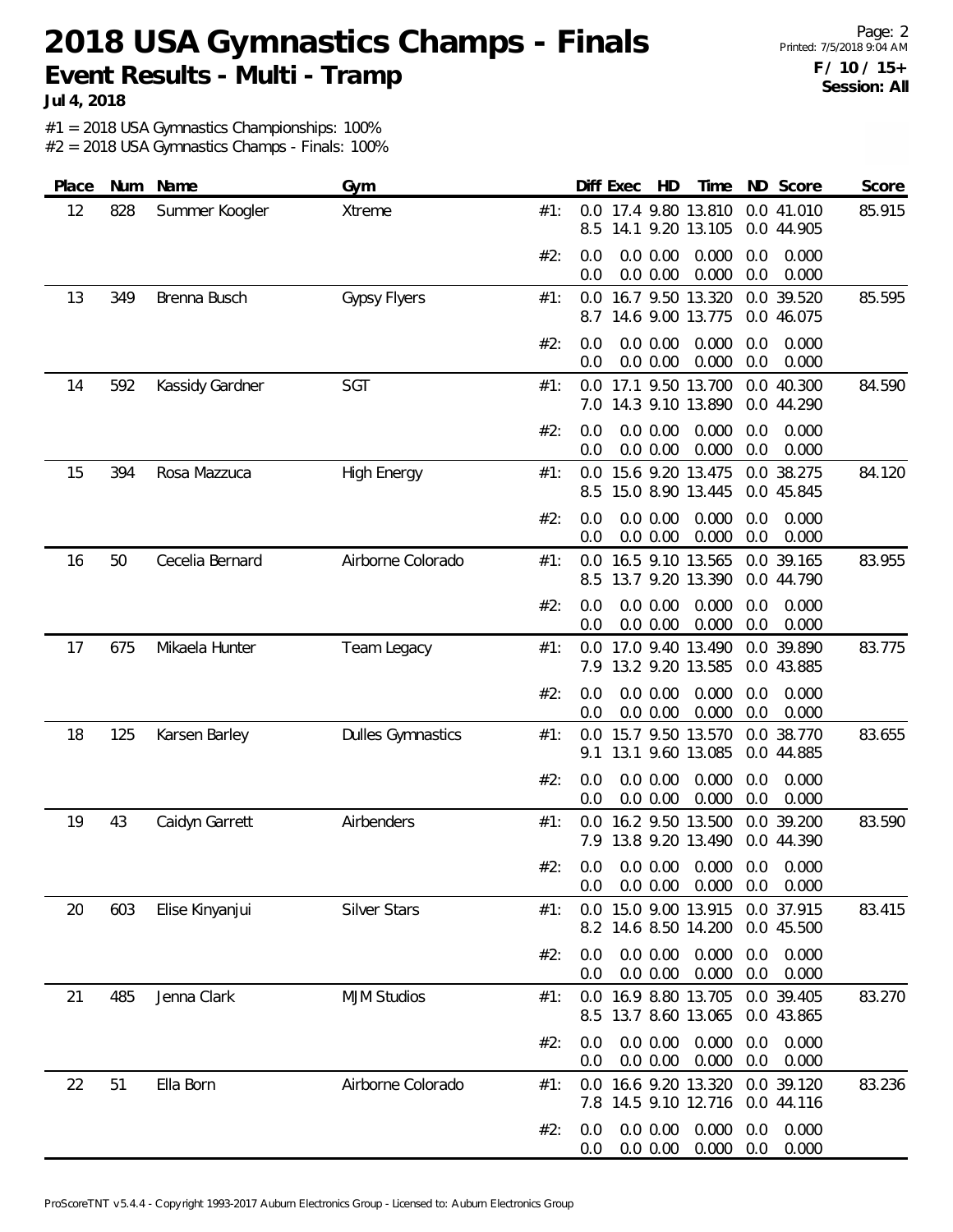# 2018 USA Gymnastics Champs - Finals

## Event Results - Multi - Tramp

**Jul 4, 2018**

**F / 10 / 15+**
**Session: All**

#1 = 2018 USA Gymnastics Championships: 100%
#2 = 2018 USA Gymnastics Champs - Finals: 100%

| Place | Num | Name | Gym | | Diff | Exec | HD | Time | ND | Score | Score |
|---|---|---|---|---|---|---|---|---|---|---|---|
| 12 | 828 | Summer Koogler | Xtreme | #1: | 0.0 | 17.4 | 9.80 | 13.810 | 0.0 | 41.010 | 85.915 |
| | | | | | 8.5 | 14.1 | 9.20 | 13.105 | 0.0 | 44.905 | |
| | | | | #2: | 0.0 | 0.0 | 0.00 | 0.000 | 0.0 | 0.000 | |
| | | | | | 0.0 | 0.0 | 0.00 | 0.000 | 0.0 | 0.000 | |
| 13 | 349 | Brenna Busch | Gypsy Flyers | #1: | 0.0 | 16.7 | 9.50 | 13.320 | 0.0 | 39.520 | 85.595 |
| | | | | | 8.7 | 14.6 | 9.00 | 13.775 | 0.0 | 46.075 | |
| | | | | #2: | 0.0 | 0.0 | 0.00 | 0.000 | 0.0 | 0.000 | |
| | | | | | 0.0 | 0.0 | 0.00 | 0.000 | 0.0 | 0.000 | |
| 14 | 592 | Kassidy Gardner | SGT | #1: | 0.0 | 17.1 | 9.50 | 13.700 | 0.0 | 40.300 | 84.590 |
| | | | | | 7.0 | 14.3 | 9.10 | 13.890 | 0.0 | 44.290 | |
| | | | | #2: | 0.0 | 0.0 | 0.00 | 0.000 | 0.0 | 0.000 | |
| | | | | | 0.0 | 0.0 | 0.00 | 0.000 | 0.0 | 0.000 | |
| 15 | 394 | Rosa Mazzuca | High Energy | #1: | 0.0 | 15.6 | 9.20 | 13.475 | 0.0 | 38.275 | 84.120 |
| | | | | | 8.5 | 15.0 | 8.90 | 13.445 | 0.0 | 45.845 | |
| | | | | #2: | 0.0 | 0.0 | 0.00 | 0.000 | 0.0 | 0.000 | |
| | | | | | 0.0 | 0.0 | 0.00 | 0.000 | 0.0 | 0.000 | |
| 16 | 50 | Cecelia Bernard | Airborne Colorado | #1: | 0.0 | 16.5 | 9.10 | 13.565 | 0.0 | 39.165 | 83.955 |
| | | | | | 8.5 | 13.7 | 9.20 | 13.390 | 0.0 | 44.790 | |
| | | | | #2: | 0.0 | 0.0 | 0.00 | 0.000 | 0.0 | 0.000 | |
| | | | | | 0.0 | 0.0 | 0.00 | 0.000 | 0.0 | 0.000 | |
| 17 | 675 | Mikaela Hunter | Team Legacy | #1: | 0.0 | 17.0 | 9.40 | 13.490 | 0.0 | 39.890 | 83.775 |
| | | | | | 7.9 | 13.2 | 9.20 | 13.585 | 0.0 | 43.885 | |
| | | | | #2: | 0.0 | 0.0 | 0.00 | 0.000 | 0.0 | 0.000 | |
| | | | | | 0.0 | 0.0 | 0.00 | 0.000 | 0.0 | 0.000 | |
| 18 | 125 | Karsen Barley | Dulles Gymnastics | #1: | 0.0 | 15.7 | 9.50 | 13.570 | 0.0 | 38.770 | 83.655 |
| | | | | | 9.1 | 13.1 | 9.60 | 13.085 | 0.0 | 44.885 | |
| | | | | #2: | 0.0 | 0.0 | 0.00 | 0.000 | 0.0 | 0.000 | |
| | | | | | 0.0 | 0.0 | 0.00 | 0.000 | 0.0 | 0.000 | |
| 19 | 43 | Caidyn Garrett | Airbenders | #1: | 0.0 | 16.2 | 9.50 | 13.500 | 0.0 | 39.200 | 83.590 |
| | | | | | 7.9 | 13.8 | 9.20 | 13.490 | 0.0 | 44.390 | |
| | | | | #2: | 0.0 | 0.0 | 0.00 | 0.000 | 0.0 | 0.000 | |
| | | | | | 0.0 | 0.0 | 0.00 | 0.000 | 0.0 | 0.000 | |
| 20 | 603 | Elise Kinyanjui | Silver Stars | #1: | 0.0 | 15.0 | 9.00 | 13.915 | 0.0 | 37.915 | 83.415 |
| | | | | | 8.2 | 14.6 | 8.50 | 14.200 | 0.0 | 45.500 | |
| | | | | #2: | 0.0 | 0.0 | 0.00 | 0.000 | 0.0 | 0.000 | |
| | | | | | 0.0 | 0.0 | 0.00 | 0.000 | 0.0 | 0.000 | |
| 21 | 485 | Jenna Clark | MJM Studios | #1: | 0.0 | 16.9 | 8.80 | 13.705 | 0.0 | 39.405 | 83.270 |
| | | | | | 8.5 | 13.7 | 8.60 | 13.065 | 0.0 | 43.865 | |
| | | | | #2: | 0.0 | 0.0 | 0.00 | 0.000 | 0.0 | 0.000 | |
| | | | | | 0.0 | 0.0 | 0.00 | 0.000 | 0.0 | 0.000 | |
| 22 | 51 | Ella Born | Airborne Colorado | #1: | 0.0 | 16.6 | 9.20 | 13.320 | 0.0 | 39.120 | 83.236 |
| | | | | | 7.8 | 14.5 | 9.10 | 12.716 | 0.0 | 44.116 | |
| | | | | #2: | 0.0 | 0.0 | 0.00 | 0.000 | 0.0 | 0.000 | |
| | | | | | 0.0 | 0.0 | 0.00 | 0.000 | 0.0 | 0.000 | |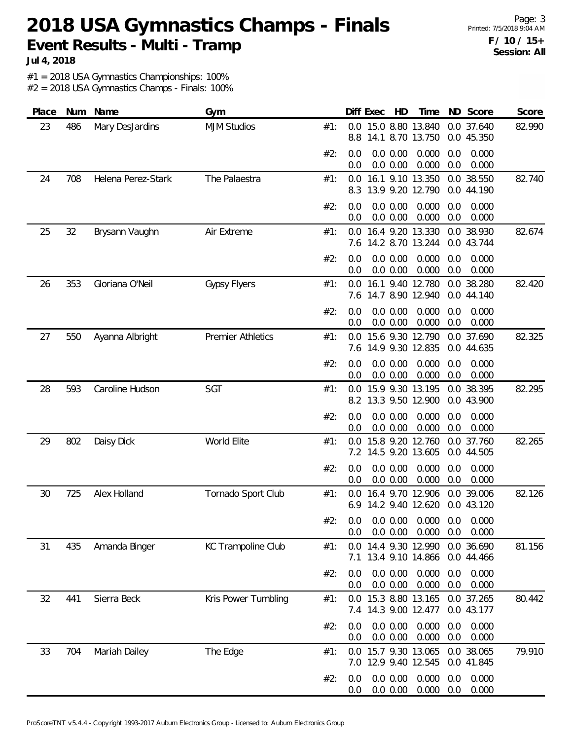# 2018 USA Gymnastics Champs - Finals

## Event Results - Multi - Tramp

**Jul 4, 2018**

**F / 10 / 15+**
**Session: All**

#1 = 2018 USA Gymnastics Championships: 100%
#2 = 2018 USA Gymnastics Champs - Finals: 100%

| Place | Num | Name | Gym | | Diff | Exec | HD | Time | ND | Score | Score |
|---|---|---|---|---|---|---|---|---|---|---|---|
| 23 | 486 | Mary DesJardins | MJM Studios | #1: | 0.0 | 15.0 | 8.80 | 13.840 | 0.0 | 37.640 | 82.990 |
| | | | | | 8.8 | 14.1 | 8.70 | 13.750 | 0.0 | 45.350 | |
| | | | | #2: | 0.0 | 0.0 | 0.00 | 0.000 | 0.0 | 0.000 | |
| | | | | | 0.0 | 0.0 | 0.00 | 0.000 | 0.0 | 0.000 | |
| 24 | 708 | Helena Perez-Stark | The Palaestra | #1: | 0.0 | 16.1 | 9.10 | 13.350 | 0.0 | 38.550 | 82.740 |
| | | | | | 8.3 | 13.9 | 9.20 | 12.790 | 0.0 | 44.190 | |
| | | | | #2: | 0.0 | 0.0 | 0.00 | 0.000 | 0.0 | 0.000 | |
| | | | | | 0.0 | 0.0 | 0.00 | 0.000 | 0.0 | 0.000 | |
| 25 | 32 | Brysann Vaughn | Air Extreme | #1: | 0.0 | 16.4 | 9.20 | 13.330 | 0.0 | 38.930 | 82.674 |
| | | | | | 7.6 | 14.2 | 8.70 | 13.244 | 0.0 | 43.744 | |
| | | | | #2: | 0.0 | 0.0 | 0.00 | 0.000 | 0.0 | 0.000 | |
| | | | | | 0.0 | 0.0 | 0.00 | 0.000 | 0.0 | 0.000 | |
| 26 | 353 | Gloriana O'Neil | Gypsy Flyers | #1: | 0.0 | 16.1 | 9.40 | 12.780 | 0.0 | 38.280 | 82.420 |
| | | | | | 7.6 | 14.7 | 8.90 | 12.940 | 0.0 | 44.140 | |
| | | | | #2: | 0.0 | 0.0 | 0.00 | 0.000 | 0.0 | 0.000 | |
| | | | | | 0.0 | 0.0 | 0.00 | 0.000 | 0.0 | 0.000 | |
| 27 | 550 | Ayanna Albright | Premier Athletics | #1: | 0.0 | 15.6 | 9.30 | 12.790 | 0.0 | 37.690 | 82.325 |
| | | | | | 7.6 | 14.9 | 9.30 | 12.835 | 0.0 | 44.635 | |
| | | | | #2: | 0.0 | 0.0 | 0.00 | 0.000 | 0.0 | 0.000 | |
| | | | | | 0.0 | 0.0 | 0.00 | 0.000 | 0.0 | 0.000 | |
| 28 | 593 | Caroline Hudson | SGT | #1: | 0.0 | 15.9 | 9.30 | 13.195 | 0.0 | 38.395 | 82.295 |
| | | | | | 8.2 | 13.3 | 9.50 | 12.900 | 0.0 | 43.900 | |
| | | | | #2: | 0.0 | 0.0 | 0.00 | 0.000 | 0.0 | 0.000 | |
| | | | | | 0.0 | 0.0 | 0.00 | 0.000 | 0.0 | 0.000 | |
| 29 | 802 | Daisy Dick | World Elite | #1: | 0.0 | 15.8 | 9.20 | 12.760 | 0.0 | 37.760 | 82.265 |
| | | | | | 7.2 | 14.5 | 9.20 | 13.605 | 0.0 | 44.505 | |
| | | | | #2: | 0.0 | 0.0 | 0.00 | 0.000 | 0.0 | 0.000 | |
| | | | | | 0.0 | 0.0 | 0.00 | 0.000 | 0.0 | 0.000 | |
| 30 | 725 | Alex Holland | Tornado Sport Club | #1: | 0.0 | 16.4 | 9.70 | 12.906 | 0.0 | 39.006 | 82.126 |
| | | | | | 6.9 | 14.2 | 9.40 | 12.620 | 0.0 | 43.120 | |
| | | | | #2: | 0.0 | 0.0 | 0.00 | 0.000 | 0.0 | 0.000 | |
| | | | | | 0.0 | 0.0 | 0.00 | 0.000 | 0.0 | 0.000 | |
| 31 | 435 | Amanda Binger | KC Trampoline Club | #1: | 0.0 | 14.4 | 9.30 | 12.990 | 0.0 | 36.690 | 81.156 |
| | | | | | 7.1 | 13.4 | 9.10 | 14.866 | 0.0 | 44.466 | |
| | | | | #2: | 0.0 | 0.0 | 0.00 | 0.000 | 0.0 | 0.000 | |
| | | | | | 0.0 | 0.0 | 0.00 | 0.000 | 0.0 | 0.000 | |
| 32 | 441 | Sierra Beck | Kris Power Tumbling | #1: | 0.0 | 15.3 | 8.80 | 13.165 | 0.0 | 37.265 | 80.442 |
| | | | | | 7.4 | 14.3 | 9.00 | 12.477 | 0.0 | 43.177 | |
| | | | | #2: | 0.0 | 0.0 | 0.00 | 0.000 | 0.0 | 0.000 | |
| | | | | | 0.0 | 0.0 | 0.00 | 0.000 | 0.0 | 0.000 | |
| 33 | 704 | Mariah Dailey | The Edge | #1: | 0.0 | 15.7 | 9.30 | 13.065 | 0.0 | 38.065 | 79.910 |
| | | | | | 7.0 | 12.9 | 9.40 | 12.545 | 0.0 | 41.845 | |
| | | | | #2: | 0.0 | 0.0 | 0.00 | 0.000 | 0.0 | 0.000 | |
| | | | | | 0.0 | 0.0 | 0.00 | 0.000 | 0.0 | 0.000 | |

ProScoreTNT v5.4.4 - Copyright 1993-2017 Auburn Electronics Group - Licensed to: Auburn Electronics Group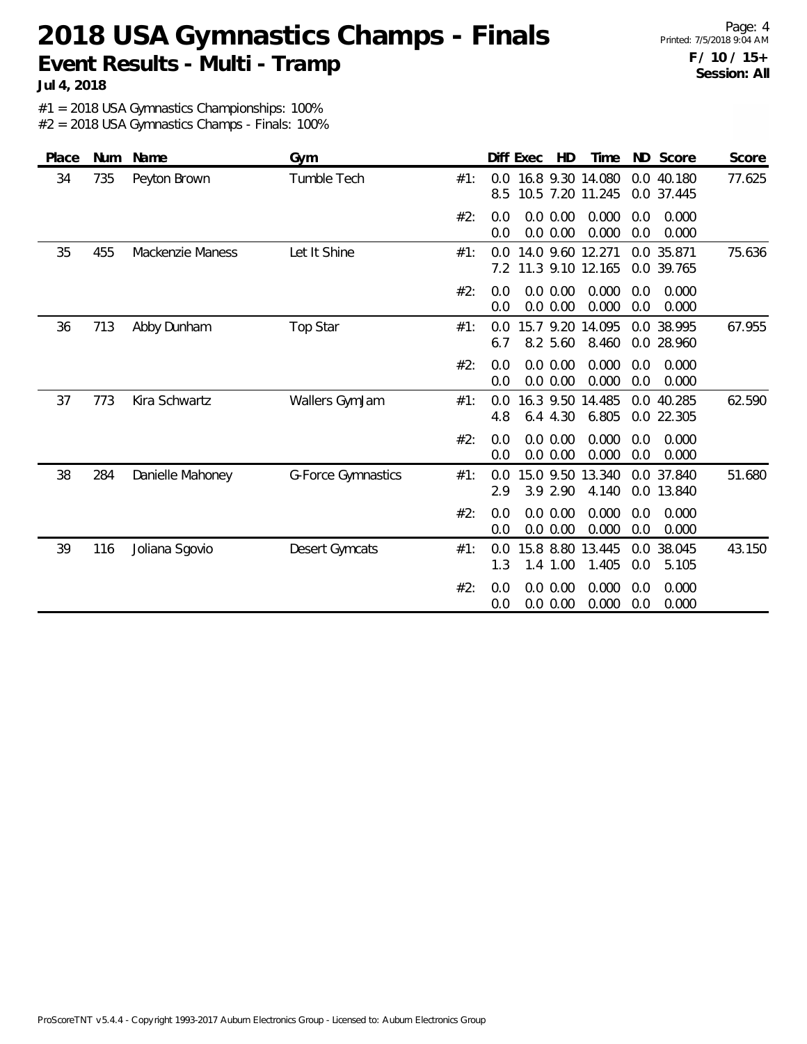# 2018 USA Gymnastics Champs - Finals

**Event Results - Multi - Tramp**

**Jul 4, 2018**

**F / 10 / 15+**
**Session: All**

#1 = 2018 USA Gymnastics Championships: 100%
#2 = 2018 USA Gymnastics Champs - Finals: 100%

| Place | Num | Name | Gym | | Diff | Exec | HD | Time | ND | Score | Score |
|---|---|---|---|---|---|---|---|---|---|---|---|
| 34 | 735 | Peyton Brown | Tumble Tech | #1: | 0.0 | 16.8 | 9.30 | 14.080 | 0.0 | 40.180 | 77.625 |
| | | | | | 8.5 | 10.5 | 7.20 | 11.245 | 0.0 | 37.445 | |
| | | | | #2: | 0.0 | 0.0 | 0.00 | 0.000 | 0.0 | 0.000 | |
| | | | | | 0.0 | 0.0 | 0.00 | 0.000 | 0.0 | 0.000 | |
| 35 | 455 | Mackenzie Maness | Let It Shine | #1: | 0.0 | 14.0 | 9.60 | 12.271 | 0.0 | 35.871 | 75.636 |
| | | | | | 7.2 | 11.3 | 9.10 | 12.165 | 0.0 | 39.765 | |
| | | | | #2: | 0.0 | 0.0 | 0.00 | 0.000 | 0.0 | 0.000 | |
| | | | | | 0.0 | 0.0 | 0.00 | 0.000 | 0.0 | 0.000 | |
| 36 | 713 | Abby Dunham | Top Star | #1: | 0.0 | 15.7 | 9.20 | 14.095 | 0.0 | 38.995 | 67.955 |
| | | | | | 6.7 | 8.2 | 5.60 | 8.460 | 0.0 | 28.960 | |
| | | | | #2: | 0.0 | 0.0 | 0.00 | 0.000 | 0.0 | 0.000 | |
| | | | | | 0.0 | 0.0 | 0.00 | 0.000 | 0.0 | 0.000 | |
| 37 | 773 | Kira Schwartz | Wallers GymJam | #1: | 0.0 | 16.3 | 9.50 | 14.485 | 0.0 | 40.285 | 62.590 |
| | | | | | 4.8 | 6.4 | 4.30 | 6.805 | 0.0 | 22.305 | |
| | | | | #2: | 0.0 | 0.0 | 0.00 | 0.000 | 0.0 | 0.000 | |
| | | | | | 0.0 | 0.0 | 0.00 | 0.000 | 0.0 | 0.000 | |
| 38 | 284 | Danielle Mahoney | G-Force Gymnastics | #1: | 0.0 | 15.0 | 9.50 | 13.340 | 0.0 | 37.840 | 51.680 |
| | | | | | 2.9 | 3.9 | 2.90 | 4.140 | 0.0 | 13.840 | |
| | | | | #2: | 0.0 | 0.0 | 0.00 | 0.000 | 0.0 | 0.000 | |
| | | | | | 0.0 | 0.0 | 0.00 | 0.000 | 0.0 | 0.000 | |
| 39 | 116 | Joliana Sgovio | Desert Gymcats | #1: | 0.0 | 15.8 | 8.80 | 13.445 | 0.0 | 38.045 | 43.150 |
| | | | | | 1.3 | 1.4 | 1.00 | 1.405 | 0.0 | 5.105 | |
| | | | | #2: | 0.0 | 0.0 | 0.00 | 0.000 | 0.0 | 0.000 | |
| | | | | | 0.0 | 0.0 | 0.00 | 0.000 | 0.0 | 0.000 | |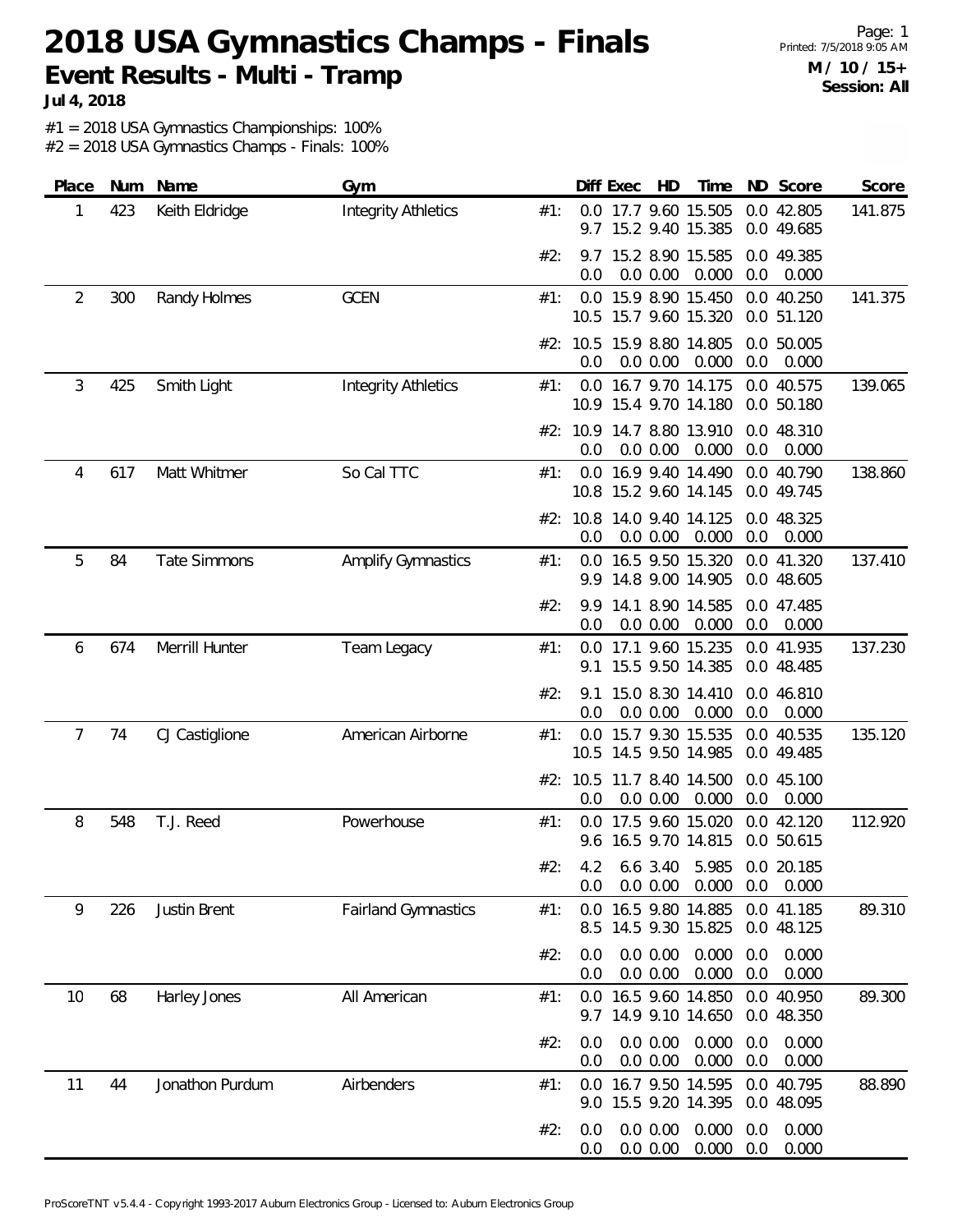# 2018 USA Gymnastics Champs - Finals

## Event Results - Multi - Tramp

**Jul 4, 2018**

**M / 10 / 15+**
**Session: All**

#1 = 2018 USA Gymnastics Championships: 100%
#2 = 2018 USA Gymnastics Champs - Finals: 100%

| Place | Num | Name | Gym | | Diff | Exec | HD | Time | ND | Score | Score |
|---|---|---|---|---|---|---|---|---|---|---|---|
| 1 | 423 | Keith Eldridge | Integrity Athletics | #1: | 0.0 | 17.7 | 9.60 | 15.505 | 0.0 | 42.805 | 141.875 |
| | | | | | 9.7 | 15.2 | 9.40 | 15.385 | 0.0 | 49.685 | |
| | | | | #2: | 9.7 | 15.2 | 8.90 | 15.585 | 0.0 | 49.385 | |
| | | | | | 0.0 | 0.0 | 0.00 | 0.000 | 0.0 | 0.000 | |
| 2 | 300 | Randy Holmes | GCEN | #1: | 0.0 | 15.9 | 8.90 | 15.450 | 0.0 | 40.250 | 141.375 |
| | | | | | 10.5 | 15.7 | 9.60 | 15.320 | 0.0 | 51.120 | |
| | | | | #2: | 10.5 | 15.9 | 8.80 | 14.805 | 0.0 | 50.005 | |
| | | | | | 0.0 | 0.0 | 0.00 | 0.000 | 0.0 | 0.000 | |
| 3 | 425 | Smith Light | Integrity Athletics | #1: | 0.0 | 16.7 | 9.70 | 14.175 | 0.0 | 40.575 | 139.065 |
| | | | | | 10.9 | 15.4 | 9.70 | 14.180 | 0.0 | 50.180 | |
| | | | | #2: | 10.9 | 14.7 | 8.80 | 13.910 | 0.0 | 48.310 | |
| | | | | | 0.0 | 0.0 | 0.00 | 0.000 | 0.0 | 0.000 | |
| 4 | 617 | Matt Whitmer | So Cal TTC | #1: | 0.0 | 16.9 | 9.40 | 14.490 | 0.0 | 40.790 | 138.860 |
| | | | | | 10.8 | 15.2 | 9.60 | 14.145 | 0.0 | 49.745 | |
| | | | | #2: | 10.8 | 14.0 | 9.40 | 14.125 | 0.0 | 48.325 | |
| | | | | | 0.0 | 0.0 | 0.00 | 0.000 | 0.0 | 0.000 | |
| 5 | 84 | Tate Simmons | Amplify Gymnastics | #1: | 0.0 | 16.5 | 9.50 | 15.320 | 0.0 | 41.320 | 137.410 |
| | | | | | 9.9 | 14.8 | 9.00 | 14.905 | 0.0 | 48.605 | |
| | | | | #2: | 9.9 | 14.1 | 8.90 | 14.585 | 0.0 | 47.485 | |
| | | | | | 0.0 | 0.0 | 0.00 | 0.000 | 0.0 | 0.000 | |
| 6 | 674 | Merrill Hunter | Team Legacy | #1: | 0.0 | 17.1 | 9.60 | 15.235 | 0.0 | 41.935 | 137.230 |
| | | | | | 9.1 | 15.5 | 9.50 | 14.385 | 0.0 | 48.485 | |
| | | | | #2: | 9.1 | 15.0 | 8.30 | 14.410 | 0.0 | 46.810 | |
| | | | | | 0.0 | 0.0 | 0.00 | 0.000 | 0.0 | 0.000 | |
| 7 | 74 | CJ Castiglione | American Airborne | #1: | 0.0 | 15.7 | 9.30 | 15.535 | 0.0 | 40.535 | 135.120 |
| | | | | | 10.5 | 14.5 | 9.50 | 14.985 | 0.0 | 49.485 | |
| | | | | #2: | 10.5 | 11.7 | 8.40 | 14.500 | 0.0 | 45.100 | |
| | | | | | 0.0 | 0.0 | 0.00 | 0.000 | 0.0 | 0.000 | |
| 8 | 548 | T.J. Reed | Powerhouse | #1: | 0.0 | 17.5 | 9.60 | 15.020 | 0.0 | 42.120 | 112.920 |
| | | | | | 9.6 | 16.5 | 9.70 | 14.815 | 0.0 | 50.615 | |
| | | | | #2: | 4.2 | 6.6 | 3.40 | 5.985 | 0.0 | 20.185 | |
| | | | | | 0.0 | 0.0 | 0.00 | 0.000 | 0.0 | 0.000 | |
| 9 | 226 | Justin Brent | Fairland Gymnastics | #1: | 0.0 | 16.5 | 9.80 | 14.885 | 0.0 | 41.185 | 89.310 |
| | | | | | 8.5 | 14.5 | 9.30 | 15.825 | 0.0 | 48.125 | |
| | | | | #2: | 0.0 | 0.0 | 0.00 | 0.000 | 0.0 | 0.000 | |
| | | | | | 0.0 | 0.0 | 0.00 | 0.000 | 0.0 | 0.000 | |
| 10 | 68 | Harley Jones | All American | #1: | 0.0 | 16.5 | 9.60 | 14.850 | 0.0 | 40.950 | 89.300 |
| | | | | | 9.7 | 14.9 | 9.10 | 14.650 | 0.0 | 48.350 | |
| | | | | #2: | 0.0 | 0.0 | 0.00 | 0.000 | 0.0 | 0.000 | |
| | | | | | 0.0 | 0.0 | 0.00 | 0.000 | 0.0 | 0.000 | |
| 11 | 44 | Jonathon Purdum | Airbenders | #1: | 0.0 | 16.7 | 9.50 | 14.595 | 0.0 | 40.795 | 88.890 |
| | | | | | 9.0 | 15.5 | 9.20 | 14.395 | 0.0 | 48.095 | |
| | | | | #2: | 0.0 | 0.0 | 0.00 | 0.000 | 0.0 | 0.000 | |
| | | | | | 0.0 | 0.0 | 0.00 | 0.000 | 0.0 | 0.000 | |

ProScoreTNT v5.4.4 - Copyright 1993-2017 Auburn Electronics Group - Licensed to: Auburn Electronics Group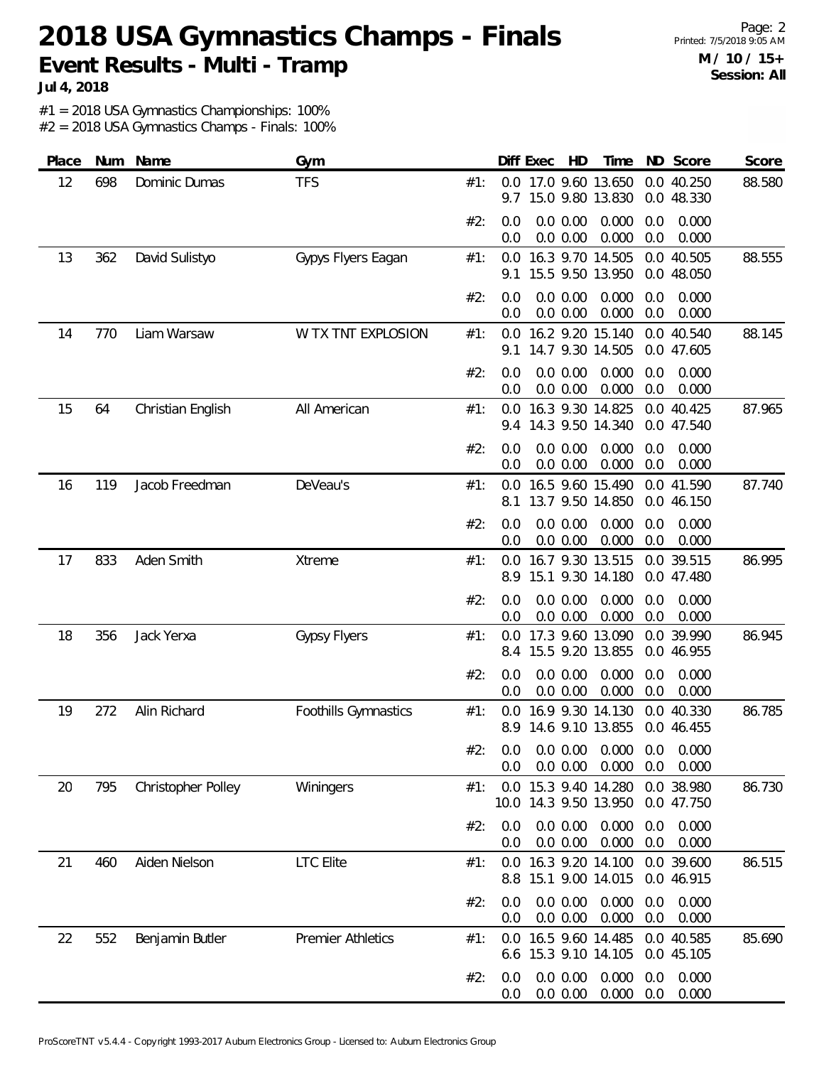# 2018 USA Gymnastics Champs - Finals

**Event Results - Multi - Tramp**

**Jul 4, 2018**

**M / 10 / 15+**
**Session: All**

#1 = 2018 USA Gymnastics Championships: 100%
#2 = 2018 USA Gymnastics Champs - Finals: 100%

| Place | Num | Name | Gym | | Diff | Exec | HD | Time | ND | Score | Score |
|---|---|---|---|---|---|---|---|---|---|---|---|
| 12 | 698 | Dominic Dumas | TFS | #1: | 0.0 | 17.0 | 9.60 | 13.650 | 0.0 | 40.250 | 88.580 |
| | | | | | 9.7 | 15.0 | 9.80 | 13.830 | 0.0 | 48.330 | |
| | | | | #2: | 0.0 | 0.0 | 0.00 | 0.000 | 0.0 | 0.000 | |
| | | | | | 0.0 | 0.0 | 0.00 | 0.000 | 0.0 | 0.000 | |
| 13 | 362 | David Sulistyo | Gypys Flyers Eagan | #1: | 0.0 | 16.3 | 9.70 | 14.505 | 0.0 | 40.505 | 88.555 |
| | | | | | 9.1 | 15.5 | 9.50 | 13.950 | 0.0 | 48.050 | |
| | | | | #2: | 0.0 | 0.0 | 0.00 | 0.000 | 0.0 | 0.000 | |
| | | | | | 0.0 | 0.0 | 0.00 | 0.000 | 0.0 | 0.000 | |
| 14 | 770 | Liam Warsaw | W TX TNT EXPLOSION | #1: | 0.0 | 16.2 | 9.20 | 15.140 | 0.0 | 40.540 | 88.145 |
| | | | | | 9.1 | 14.7 | 9.30 | 14.505 | 0.0 | 47.605 | |
| | | | | #2: | 0.0 | 0.0 | 0.00 | 0.000 | 0.0 | 0.000 | |
| | | | | | 0.0 | 0.0 | 0.00 | 0.000 | 0.0 | 0.000 | |
| 15 | 64 | Christian English | All American | #1: | 0.0 | 16.3 | 9.30 | 14.825 | 0.0 | 40.425 | 87.965 |
| | | | | | 9.4 | 14.3 | 9.50 | 14.340 | 0.0 | 47.540 | |
| | | | | #2: | 0.0 | 0.0 | 0.00 | 0.000 | 0.0 | 0.000 | |
| | | | | | 0.0 | 0.0 | 0.00 | 0.000 | 0.0 | 0.000 | |
| 16 | 119 | Jacob Freedman | DeVeau's | #1: | 0.0 | 16.5 | 9.60 | 15.490 | 0.0 | 41.590 | 87.740 |
| | | | | | 8.1 | 13.7 | 9.50 | 14.850 | 0.0 | 46.150 | |
| | | | | #2: | 0.0 | 0.0 | 0.00 | 0.000 | 0.0 | 0.000 | |
| | | | | | 0.0 | 0.0 | 0.00 | 0.000 | 0.0 | 0.000 | |
| 17 | 833 | Aden Smith | Xtreme | #1: | 0.0 | 16.7 | 9.30 | 13.515 | 0.0 | 39.515 | 86.995 |
| | | | | | 8.9 | 15.1 | 9.30 | 14.180 | 0.0 | 47.480 | |
| | | | | #2: | 0.0 | 0.0 | 0.00 | 0.000 | 0.0 | 0.000 | |
| | | | | | 0.0 | 0.0 | 0.00 | 0.000 | 0.0 | 0.000 | |
| 18 | 356 | Jack Yerxa | Gypsy Flyers | #1: | 0.0 | 17.3 | 9.60 | 13.090 | 0.0 | 39.990 | 86.945 |
| | | | | | 8.4 | 15.5 | 9.20 | 13.855 | 0.0 | 46.955 | |
| | | | | #2: | 0.0 | 0.0 | 0.00 | 0.000 | 0.0 | 0.000 | |
| | | | | | 0.0 | 0.0 | 0.00 | 0.000 | 0.0 | 0.000 | |
| 19 | 272 | Alin Richard | Foothills Gymnastics | #1: | 0.0 | 16.9 | 9.30 | 14.130 | 0.0 | 40.330 | 86.785 |
| | | | | | 8.9 | 14.6 | 9.10 | 13.855 | 0.0 | 46.455 | |
| | | | | #2: | 0.0 | 0.0 | 0.00 | 0.000 | 0.0 | 0.000 | |
| | | | | | 0.0 | 0.0 | 0.00 | 0.000 | 0.0 | 0.000 | |
| 20 | 795 | Christopher Polley | Winingers | #1: | 0.0 | 15.3 | 9.40 | 14.280 | 0.0 | 38.980 | 86.730 |
| | | | | | 10.0 | 14.3 | 9.50 | 13.950 | 0.0 | 47.750 | |
| | | | | #2: | 0.0 | 0.0 | 0.00 | 0.000 | 0.0 | 0.000 | |
| | | | | | 0.0 | 0.0 | 0.00 | 0.000 | 0.0 | 0.000 | |
| 21 | 460 | Aiden Nielson | LTC Elite | #1: | 0.0 | 16.3 | 9.20 | 14.100 | 0.0 | 39.600 | 86.515 |
| | | | | | 8.8 | 15.1 | 9.00 | 14.015 | 0.0 | 46.915 | |
| | | | | #2: | 0.0 | 0.0 | 0.00 | 0.000 | 0.0 | 0.000 | |
| | | | | | 0.0 | 0.0 | 0.00 | 0.000 | 0.0 | 0.000 | |
| 22 | 552 | Benjamin Butler | Premier Athletics | #1: | 0.0 | 16.5 | 9.60 | 14.485 | 0.0 | 40.585 | 85.690 |
| | | | | | 6.6 | 15.3 | 9.10 | 14.105 | 0.0 | 45.105 | |
| | | | | #2: | 0.0 | 0.0 | 0.00 | 0.000 | 0.0 | 0.000 | |
| | | | | | 0.0 | 0.0 | 0.00 | 0.000 | 0.0 | 0.000 | |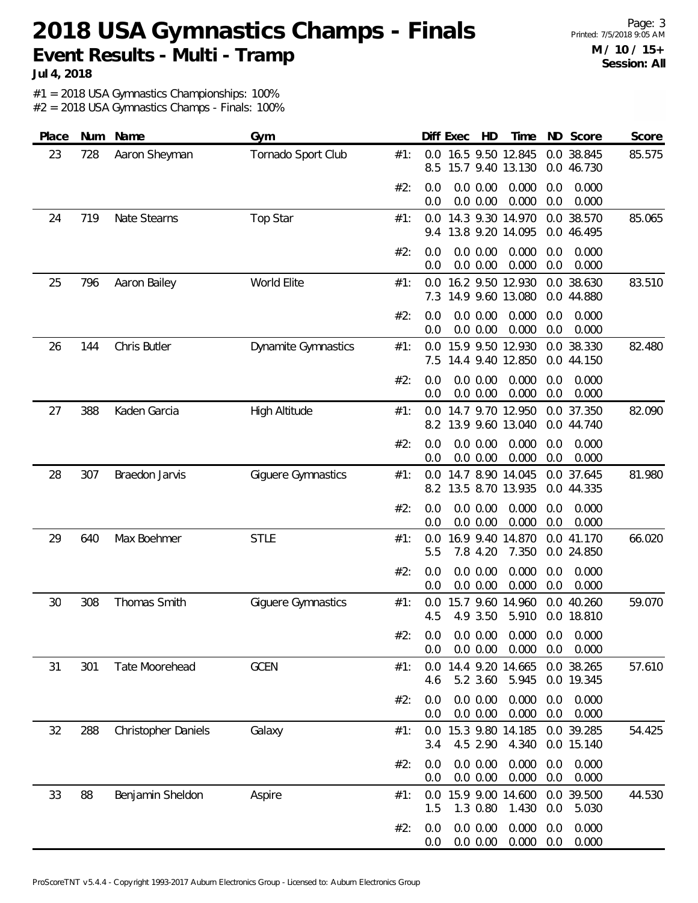# 2018 USA Gymnastics Champs - Finals

**Event Results - Multi - Tramp**

**Jul 4, 2018**

**M / 10 / 15+**
**Session: All**

#1 = 2018 USA Gymnastics Championships: 100%
#2 = 2018 USA Gymnastics Champs - Finals: 100%

| Place | Num | Name | Gym | | Diff | Exec | HD | Time | ND | Score | Score |
|---|---|---|---|---|---|---|---|---|---|---|---|
| 23 | 728 | Aaron Sheyman | Tornado Sport Club | #1: | 0.0 | 16.5 | 9.50 | 12.845 | 0.0 | 38.845 | 85.575 |
| | | | | | 8.5 | 15.7 | 9.40 | 13.130 | 0.0 | 46.730 | |
| | | | | #2: | 0.0 | 0.0 | 0.00 | 0.000 | 0.0 | 0.000 | |
| | | | | | 0.0 | 0.0 | 0.00 | 0.000 | 0.0 | 0.000 | |
| 24 | 719 | Nate Stearns | Top Star | #1: | 0.0 | 14.3 | 9.30 | 14.970 | 0.0 | 38.570 | 85.065 |
| | | | | | 9.4 | 13.8 | 9.20 | 14.095 | 0.0 | 46.495 | |
| | | | | #2: | 0.0 | 0.0 | 0.00 | 0.000 | 0.0 | 0.000 | |
| | | | | | 0.0 | 0.0 | 0.00 | 0.000 | 0.0 | 0.000 | |
| 25 | 796 | Aaron Bailey | World Elite | #1: | 0.0 | 16.2 | 9.50 | 12.930 | 0.0 | 38.630 | 83.510 |
| | | | | | 7.3 | 14.9 | 9.60 | 13.080 | 0.0 | 44.880 | |
| | | | | #2: | 0.0 | 0.0 | 0.00 | 0.000 | 0.0 | 0.000 | |
| | | | | | 0.0 | 0.0 | 0.00 | 0.000 | 0.0 | 0.000 | |
| 26 | 144 | Chris Butler | Dynamite Gymnastics | #1: | 0.0 | 15.9 | 9.50 | 12.930 | 0.0 | 38.330 | 82.480 |
| | | | | | 7.5 | 14.4 | 9.40 | 12.850 | 0.0 | 44.150 | |
| | | | | #2: | 0.0 | 0.0 | 0.00 | 0.000 | 0.0 | 0.000 | |
| | | | | | 0.0 | 0.0 | 0.00 | 0.000 | 0.0 | 0.000 | |
| 27 | 388 | Kaden Garcia | High Altitude | #1: | 0.0 | 14.7 | 9.70 | 12.950 | 0.0 | 37.350 | 82.090 |
| | | | | | 8.2 | 13.9 | 9.60 | 13.040 | 0.0 | 44.740 | |
| | | | | #2: | 0.0 | 0.0 | 0.00 | 0.000 | 0.0 | 0.000 | |
| | | | | | 0.0 | 0.0 | 0.00 | 0.000 | 0.0 | 0.000 | |
| 28 | 307 | Braedon Jarvis | Giguere Gymnastics | #1: | 0.0 | 14.7 | 8.90 | 14.045 | 0.0 | 37.645 | 81.980 |
| | | | | | 8.2 | 13.5 | 8.70 | 13.935 | 0.0 | 44.335 | |
| | | | | #2: | 0.0 | 0.0 | 0.00 | 0.000 | 0.0 | 0.000 | |
| | | | | | 0.0 | 0.0 | 0.00 | 0.000 | 0.0 | 0.000 | |
| 29 | 640 | Max Boehmer | STLE | #1: | 0.0 | 16.9 | 9.40 | 14.870 | 0.0 | 41.170 | 66.020 |
| | | | | | 5.5 | 7.8 | 4.20 | 7.350 | 0.0 | 24.850 | |
| | | | | #2: | 0.0 | 0.0 | 0.00 | 0.000 | 0.0 | 0.000 | |
| | | | | | 0.0 | 0.0 | 0.00 | 0.000 | 0.0 | 0.000 | |
| 30 | 308 | Thomas Smith | Giguere Gymnastics | #1: | 0.0 | 15.7 | 9.60 | 14.960 | 0.0 | 40.260 | 59.070 |
| | | | | | 4.5 | 4.9 | 3.50 | 5.910 | 0.0 | 18.810 | |
| | | | | #2: | 0.0 | 0.0 | 0.00 | 0.000 | 0.0 | 0.000 | |
| | | | | | 0.0 | 0.0 | 0.00 | 0.000 | 0.0 | 0.000 | |
| 31 | 301 | Tate Moorehead | GCEN | #1: | 0.0 | 14.4 | 9.20 | 14.665 | 0.0 | 38.265 | 57.610 |
| | | | | | 4.6 | 5.2 | 3.60 | 5.945 | 0.0 | 19.345 | |
| | | | | #2: | 0.0 | 0.0 | 0.00 | 0.000 | 0.0 | 0.000 | |
| | | | | | 0.0 | 0.0 | 0.00 | 0.000 | 0.0 | 0.000 | |
| 32 | 288 | Christopher Daniels | Galaxy | #1: | 0.0 | 15.3 | 9.80 | 14.185 | 0.0 | 39.285 | 54.425 |
| | | | | | 3.4 | 4.5 | 2.90 | 4.340 | 0.0 | 15.140 | |
| | | | | #2: | 0.0 | 0.0 | 0.00 | 0.000 | 0.0 | 0.000 | |
| | | | | | 0.0 | 0.0 | 0.00 | 0.000 | 0.0 | 0.000 | |
| 33 | 88 | Benjamin Sheldon | Aspire | #1: | 0.0 | 15.9 | 9.00 | 14.600 | 0.0 | 39.500 | 44.530 |
| | | | | | 1.5 | 1.3 | 0.80 | 1.430 | 0.0 | 5.030 | |
| | | | | #2: | 0.0 | 0.0 | 0.00 | 0.000 | 0.0 | 0.000 | |
| | | | | | 0.0 | 0.0 | 0.00 | 0.000 | 0.0 | 0.000 | |

ProScoreTNT v5.4.4 - Copyright 1993-2017 Auburn Electronics Group - Licensed to: Auburn Electronics Group